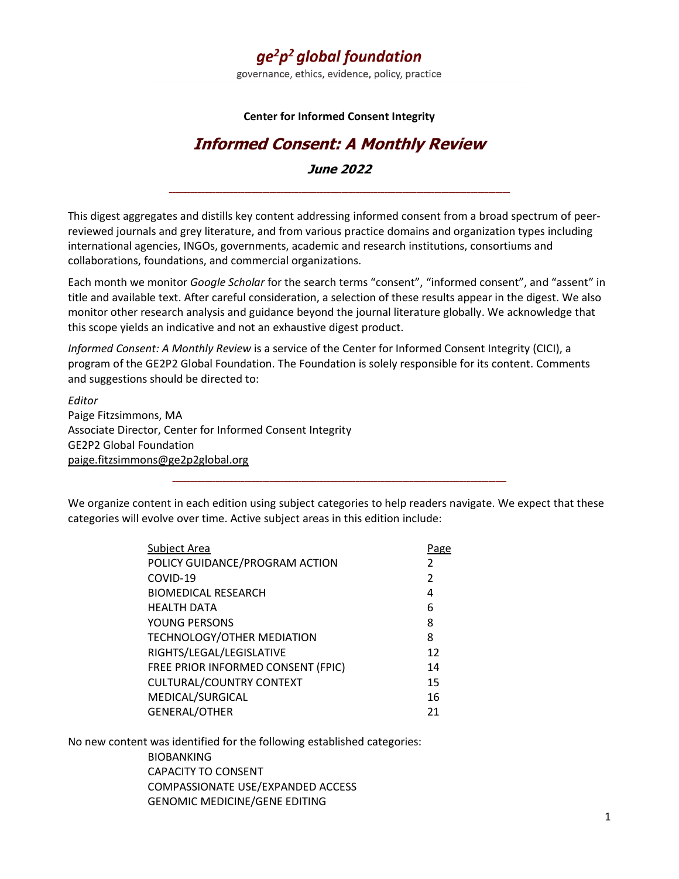# *ge²p² global foundation*

governance, ethics, evidence, policy, practice

**Center for Informed Consent Integrity**

## *Informed Consent: A Monthly Review*

### *June 2022*

---

This digest aggregates and distills key content addressing informed consent from a broad spectrum of peer-reviewed journals and grey literature, and from various practice domains and organization types including international agencies, INGOs, governments, academic and research institutions, consortiums and collaborations, foundations, and commercial organizations.

Each month we monitor *Google Scholar* for the search terms "consent", "informed consent", and "assent" in title and available text. After careful consideration, a selection of these results appear in the digest. We also monitor other research analysis and guidance beyond the journal literature globally. We acknowledge that this scope yields an indicative and not an exhaustive digest product.

*Informed Consent: A Monthly Review* is a service of the Center for Informed Consent Integrity (CICI), a program of the GE2P2 Global Foundation. The Foundation is solely responsible for its content. Comments and suggestions should be directed to:

*Editor*
Paige Fitzsimmons, MA
Associate Director, Center for Informed Consent Integrity
GE2P2 Global Foundation
paige.fitzsimmons@ge2p2global.org

---

We organize content in each edition using subject categories to help readers navigate. We expect that these categories will evolve over time. Active subject areas in this edition include:

| Subject Area | Page |
|---|---|
| POLICY GUIDANCE/PROGRAM ACTION | 2 |
| COVID-19 | 2 |
| BIOMEDICAL RESEARCH | 4 |
| HEALTH DATA | 6 |
| YOUNG PERSONS | 8 |
| TECHNOLOGY/OTHER MEDIATION | 8 |
| RIGHTS/LEGAL/LEGISLATIVE | 12 |
| FREE PRIOR INFORMED CONSENT (FPIC) | 14 |
| CULTURAL/COUNTRY CONTEXT | 15 |
| MEDICAL/SURGICAL | 16 |
| GENERAL/OTHER | 21 |

No new content was identified for the following established categories:

- BIOBANKING
- CAPACITY TO CONSENT
- COMPASSIONATE USE/EXPANDED ACCESS
- GENOMIC MEDICINE/GENE EDITING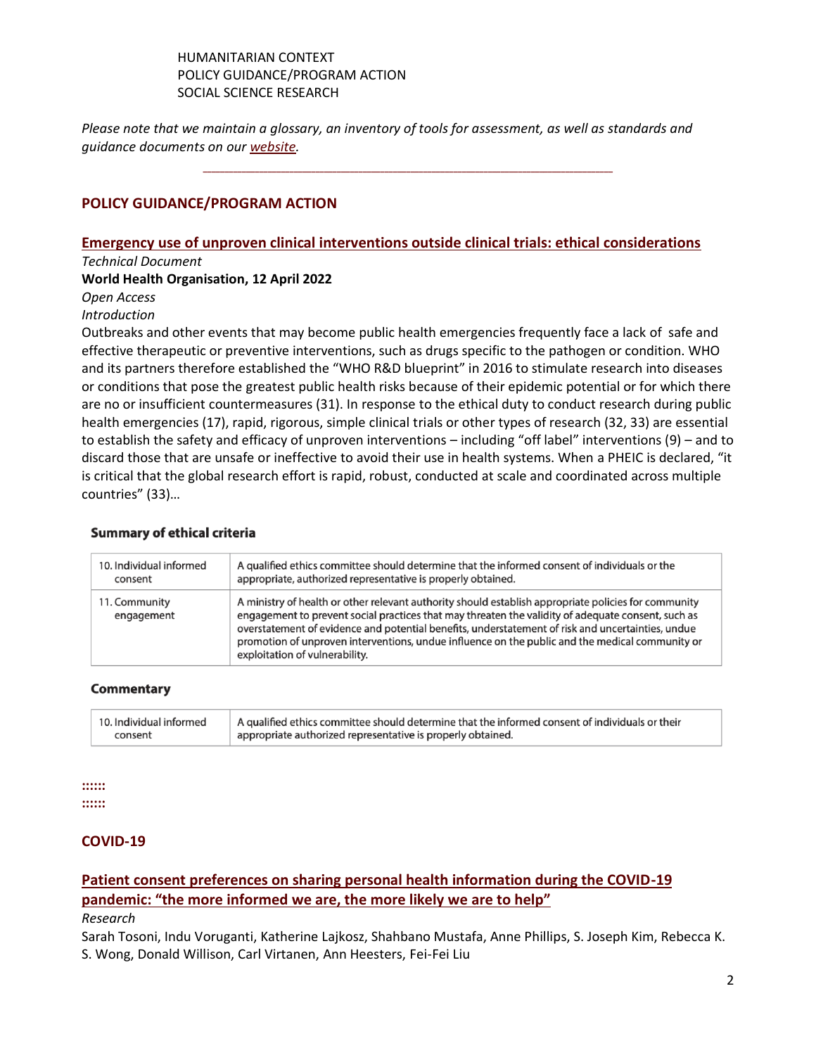HUMANITARIAN CONTEXT
POLICY GUIDANCE/PROGRAM ACTION
SOCIAL SCIENCE RESEARCH

*Please note that we maintain a glossary, an inventory of tools for assessment, as well as standards and guidance documents on our website.*

---

## POLICY GUIDANCE/PROGRAM ACTION

### Emergency use of unproven clinical interventions outside clinical trials: ethical considerations

*Technical Document*
**World Health Organisation, 12 April 2022**
*Open Access*
*Introduction*

Outbreaks and other events that may become public health emergencies frequently face a lack of safe and effective therapeutic or preventive interventions, such as drugs specific to the pathogen or condition. WHO and its partners therefore established the "WHO R&D blueprint" in 2016 to stimulate research into diseases or conditions that pose the greatest public health risks because of their epidemic potential or for which there are no or insufficient countermeasures (31). In response to the ethical duty to conduct research during public health emergencies (17), rapid, rigorous, simple clinical trials or other types of research (32, 33) are essential to establish the safety and efficacy of unproven interventions – including "off label" interventions (9) – and to discard those that are unsafe or ineffective to avoid their use in health systems. When a PHEIC is declared, "it is critical that the global research effort is rapid, robust, conducted at scale and coordinated across multiple countries" (33)…

**Summary of ethical criteria**

| | |
|---|---|
| 10. Individual informed consent | A qualified ethics committee should determine that the informed consent of individuals or the appropriate, authorized representative is properly obtained. |
| 11. Community engagement | A ministry of health or other relevant authority should establish appropriate policies for community engagement to prevent social practices that may threaten the validity of adequate consent, such as overstatement of evidence and potential benefits, understatement of risk and uncertainties, undue promotion of unproven interventions, undue influence on the public and the medical community or exploitation of vulnerability. |

**Commentary**

| | |
|---|---|
| 10. Individual informed consent | A qualified ethics committee should determine that the informed consent of individuals or their appropriate authorized representative is properly obtained. |

::::::
::::::

## COVID-19

### Patient consent preferences on sharing personal health information during the COVID-19 pandemic: "the more informed we are, the more likely we are to help"

*Research*

Sarah Tosoni, Indu Voruganti, Katherine Lajkosz, Shahbano Mustafa, Anne Phillips, S. Joseph Kim, Rebecca K. S. Wong, Donald Willison, Carl Virtanen, Ann Heesters, Fei-Fei Liu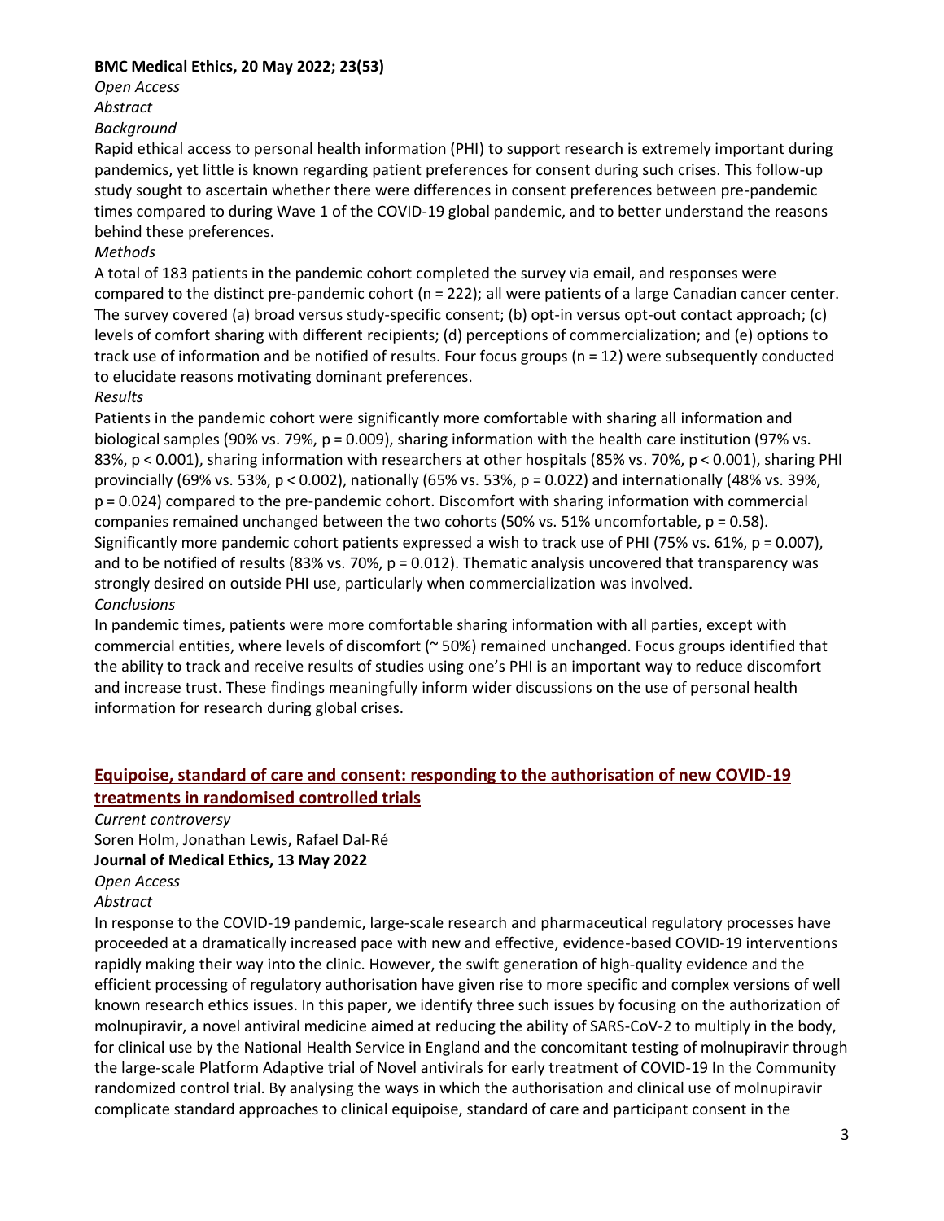**BMC Medical Ethics, 20 May 2022; 23(53)**

*Open Access*

*Abstract*

*Background*

Rapid ethical access to personal health information (PHI) to support research is extremely important during pandemics, yet little is known regarding patient preferences for consent during such crises. This follow-up study sought to ascertain whether there were differences in consent preferences between pre-pandemic times compared to during Wave 1 of the COVID-19 global pandemic, and to better understand the reasons behind these preferences.

*Methods*

A total of 183 patients in the pandemic cohort completed the survey via email, and responses were compared to the distinct pre-pandemic cohort (n = 222); all were patients of a large Canadian cancer center. The survey covered (a) broad versus study-specific consent; (b) opt-in versus opt-out contact approach; (c) levels of comfort sharing with different recipients; (d) perceptions of commercialization; and (e) options to track use of information and be notified of results. Four focus groups (n = 12) were subsequently conducted to elucidate reasons motivating dominant preferences.

*Results*

Patients in the pandemic cohort were significantly more comfortable with sharing all information and biological samples (90% vs. 79%, $p = 0.009$), sharing information with the health care institution (97% vs. 83%, $p < 0.001$), sharing information with researchers at other hospitals (85% vs. 70%, $p < 0.001$), sharing PHI provincially (69% vs. 53%, $p < 0.002$), nationally (65% vs. 53%, $p = 0.022$) and internationally (48% vs. 39%, $p = 0.024$) compared to the pre-pandemic cohort. Discomfort with sharing information with commercial companies remained unchanged between the two cohorts (50% vs. 51% uncomfortable, $p = 0.58$). Significantly more pandemic cohort patients expressed a wish to track use of PHI (75% vs. 61%, $p = 0.007$), and to be notified of results (83% vs. 70%, $p = 0.012$). Thematic analysis uncovered that transparency was strongly desired on outside PHI use, particularly when commercialization was involved.

*Conclusions*

In pandemic times, patients were more comfortable sharing information with all parties, except with commercial entities, where levels of discomfort (~ 50%) remained unchanged. Focus groups identified that the ability to track and receive results of studies using one's PHI is an important way to reduce discomfort and increase trust. These findings meaningfully inform wider discussions on the use of personal health information for research during global crises.

## Equipoise, standard of care and consent: responding to the authorisation of new COVID-19 treatments in randomised controlled trials

*Current controversy*

Soren Holm, Jonathan Lewis, Rafael Dal-Ré

**Journal of Medical Ethics, 13 May 2022**

*Open Access*

*Abstract*

In response to the COVID-19 pandemic, large-scale research and pharmaceutical regulatory processes have proceeded at a dramatically increased pace with new and effective, evidence-based COVID-19 interventions rapidly making their way into the clinic. However, the swift generation of high-quality evidence and the efficient processing of regulatory authorisation have given rise to more specific and complex versions of well known research ethics issues. In this paper, we identify three such issues by focusing on the authorization of molnupiravir, a novel antiviral medicine aimed at reducing the ability of SARS-CoV-2 to multiply in the body, for clinical use by the National Health Service in England and the concomitant testing of molnupiravir through the large-scale Platform Adaptive trial of Novel antivirals for early treatment of COVID-19 In the Community randomized control trial. By analysing the ways in which the authorisation and clinical use of molnupiravir complicate standard approaches to clinical equipoise, standard of care and participant consent in the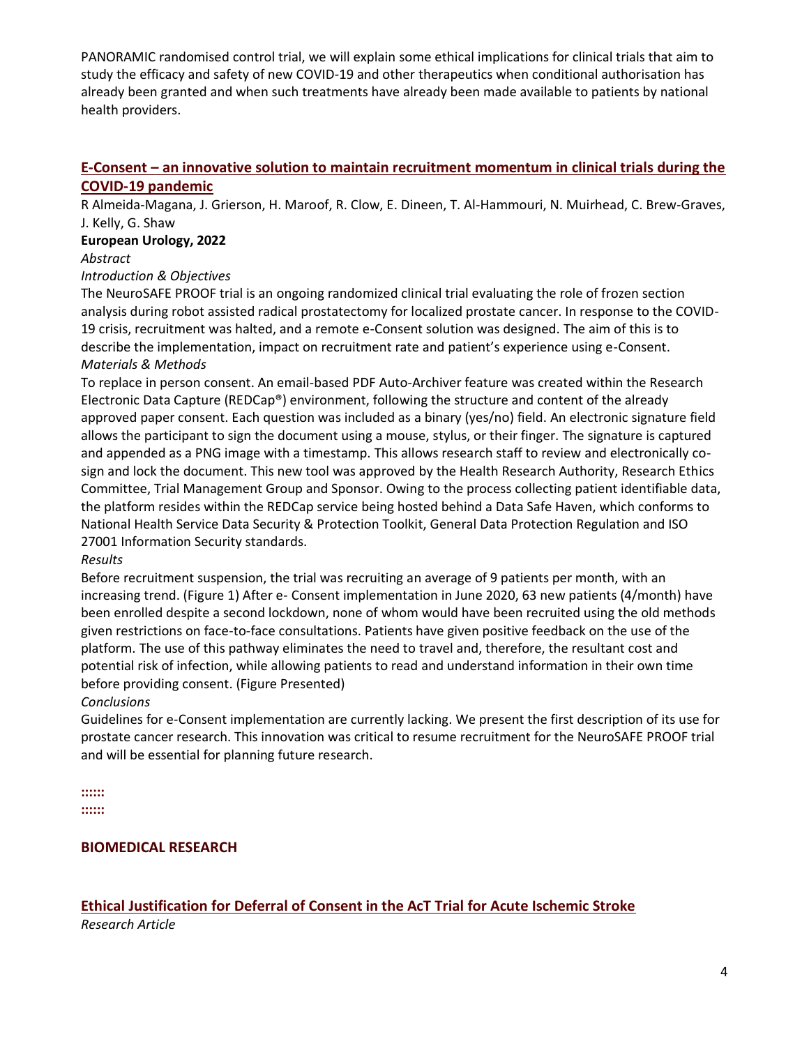PANORAMIC randomised control trial, we will explain some ethical implications for clinical trials that aim to study the efficacy and safety of new COVID-19 and other therapeutics when conditional authorisation has already been granted and when such treatments have already been made available to patients by national health providers.

### E-Consent – an innovative solution to maintain recruitment momentum in clinical trials during the COVID-19 pandemic

R Almeida-Magana, J. Grierson, H. Maroof, R. Clow, E. Dineen, T. Al-Hammouri, N. Muirhead, C. Brew-Graves, J. Kelly, G. Shaw

**European Urology, 2022**

*Abstract*

*Introduction & Objectives*

The NeuroSAFE PROOF trial is an ongoing randomized clinical trial evaluating the role of frozen section analysis during robot assisted radical prostatectomy for localized prostate cancer. In response to the COVID-19 crisis, recruitment was halted, and a remote e-Consent solution was designed. The aim of this is to describe the implementation, impact on recruitment rate and patient's experience using e-Consent.

*Materials & Methods*

To replace in person consent. An email-based PDF Auto-Archiver feature was created within the Research Electronic Data Capture (REDCap®) environment, following the structure and content of the already approved paper consent. Each question was included as a binary (yes/no) field. An electronic signature field allows the participant to sign the document using a mouse, stylus, or their finger. The signature is captured and appended as a PNG image with a timestamp. This allows research staff to review and electronically co-sign and lock the document. This new tool was approved by the Health Research Authority, Research Ethics Committee, Trial Management Group and Sponsor. Owing to the process collecting patient identifiable data, the platform resides within the REDCap service being hosted behind a Data Safe Haven, which conforms to National Health Service Data Security & Protection Toolkit, General Data Protection Regulation and ISO 27001 Information Security standards.

*Results*

Before recruitment suspension, the trial was recruiting an average of 9 patients per month, with an increasing trend. (Figure 1) After e- Consent implementation in June 2020, 63 new patients (4/month) have been enrolled despite a second lockdown, none of whom would have been recruited using the old methods given restrictions on face-to-face consultations. Patients have given positive feedback on the use of the platform. The use of this pathway eliminates the need to travel and, therefore, the resultant cost and potential risk of infection, while allowing patients to read and understand information in their own time before providing consent. (Figure Presented)

*Conclusions*

Guidelines for e-Consent implementation are currently lacking. We present the first description of its use for prostate cancer research. This innovation was critical to resume recruitment for the NeuroSAFE PROOF trial and will be essential for planning future research.

::::::
::::::

## BIOMEDICAL RESEARCH

### Ethical Justification for Deferral of Consent in the AcT Trial for Acute Ischemic Stroke

*Research Article*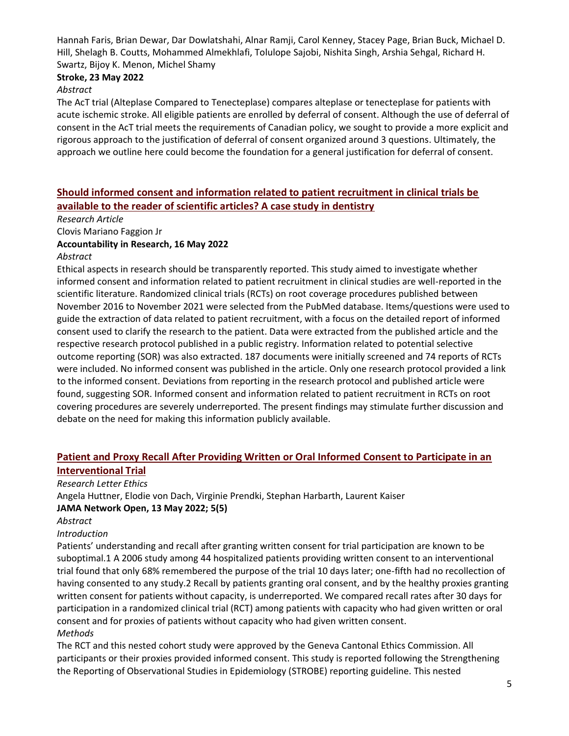Hannah Faris, Brian Dewar, Dar Dowlatshahi, Alnar Ramji, Carol Kenney, Stacey Page, Brian Buck, Michael D. Hill, Shelagh B. Coutts, Mohammed Almekhlafi, Tolulope Sajobi, Nishita Singh, Arshia Sehgal, Richard H. Swartz, Bijoy K. Menon, Michel Shamy

**Stroke, 23 May 2022**

*Abstract*

The AcT trial (Alteplase Compared to Tenecteplase) compares alteplase or tenecteplase for patients with acute ischemic stroke. All eligible patients are enrolled by deferral of consent. Although the use of deferral of consent in the AcT trial meets the requirements of Canadian policy, we sought to provide a more explicit and rigorous approach to the justification of deferral of consent organized around 3 questions. Ultimately, the approach we outline here could become the foundation for a general justification for deferral of consent.

## Should informed consent and information related to patient recruitment in clinical trials be available to the reader of scientific articles? A case study in dentistry

*Research Article*

Clovis Mariano Faggion Jr

**Accountability in Research, 16 May 2022**

*Abstract*

Ethical aspects in research should be transparently reported. This study aimed to investigate whether informed consent and information related to patient recruitment in clinical studies are well-reported in the scientific literature. Randomized clinical trials (RCTs) on root coverage procedures published between November 2016 to November 2021 were selected from the PubMed database. Items/questions were used to guide the extraction of data related to patient recruitment, with a focus on the detailed report of informed consent used to clarify the research to the patient. Data were extracted from the published article and the respective research protocol published in a public registry. Information related to potential selective outcome reporting (SOR) was also extracted. 187 documents were initially screened and 74 reports of RCTs were included. No informed consent was published in the article. Only one research protocol provided a link to the informed consent. Deviations from reporting in the research protocol and published article were found, suggesting SOR. Informed consent and information related to patient recruitment in RCTs on root covering procedures are severely underreported. The present findings may stimulate further discussion and debate on the need for making this information publicly available.

## Patient and Proxy Recall After Providing Written or Oral Informed Consent to Participate in an Interventional Trial

*Research Letter Ethics*

Angela Huttner, Elodie von Dach, Virginie Prendki, Stephan Harbarth, Laurent Kaiser

**JAMA Network Open, 13 May 2022; 5(5)**

*Abstract*

*Introduction*

Patients' understanding and recall after granting written consent for trial participation are known to be suboptimal.1 A 2006 study among 44 hospitalized patients providing written consent to an interventional trial found that only 68% remembered the purpose of the trial 10 days later; one-fifth had no recollection of having consented to any study.2 Recall by patients granting oral consent, and by the healthy proxies granting written consent for patients without capacity, is underreported. We compared recall rates after 30 days for participation in a randomized clinical trial (RCT) among patients with capacity who had given written or oral consent and for proxies of patients without capacity who had given written consent.

*Methods*

The RCT and this nested cohort study were approved by the Geneva Cantonal Ethics Commission. All participants or their proxies provided informed consent. This study is reported following the Strengthening the Reporting of Observational Studies in Epidemiology (STROBE) reporting guideline. This nested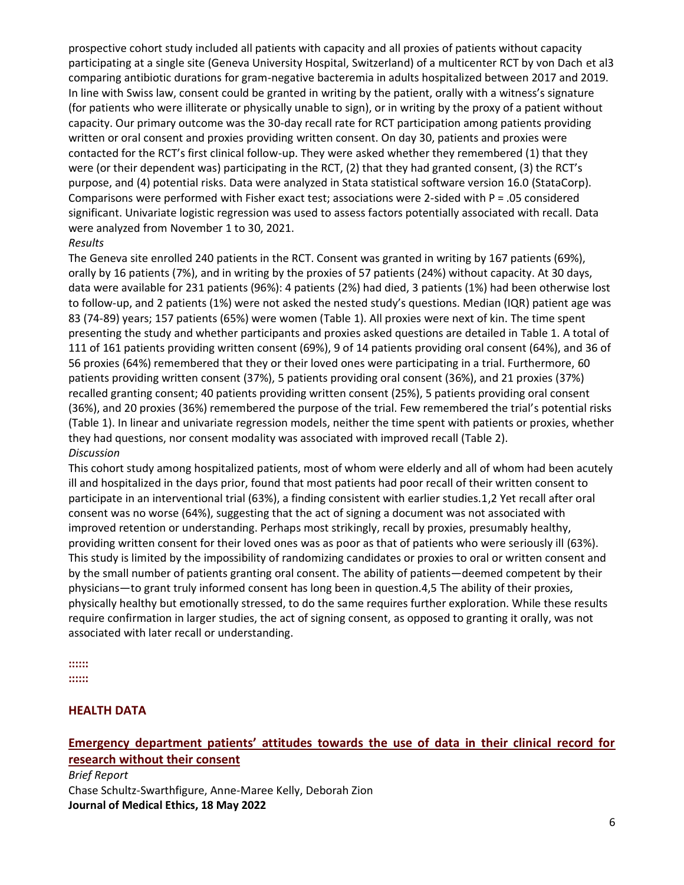prospective cohort study included all patients with capacity and all proxies of patients without capacity participating at a single site (Geneva University Hospital, Switzerland) of a multicenter RCT by von Dach et al3 comparing antibiotic durations for gram-negative bacteremia in adults hospitalized between 2017 and 2019. In line with Swiss law, consent could be granted in writing by the patient, orally with a witness's signature (for patients who were illiterate or physically unable to sign), or in writing by the proxy of a patient without capacity. Our primary outcome was the 30-day recall rate for RCT participation among patients providing written or oral consent and proxies providing written consent. On day 30, patients and proxies were contacted for the RCT's first clinical follow-up. They were asked whether they remembered (1) that they were (or their dependent was) participating in the RCT, (2) that they had granted consent, (3) the RCT's purpose, and (4) potential risks. Data were analyzed in Stata statistical software version 16.0 (StataCorp). Comparisons were performed with Fisher exact test; associations were 2-sided with P = .05 considered significant. Univariate logistic regression was used to assess factors potentially associated with recall. Data were analyzed from November 1 to 30, 2021.

*Results*

The Geneva site enrolled 240 patients in the RCT. Consent was granted in writing by 167 patients (69%), orally by 16 patients (7%), and in writing by the proxies of 57 patients (24%) without capacity. At 30 days, data were available for 231 patients (96%): 4 patients (2%) had died, 3 patients (1%) had been otherwise lost to follow-up, and 2 patients (1%) were not asked the nested study's questions. Median (IQR) patient age was 83 (74-89) years; 157 patients (65%) were women (Table 1). All proxies were next of kin. The time spent presenting the study and whether participants and proxies asked questions are detailed in Table 1. A total of 111 of 161 patients providing written consent (69%), 9 of 14 patients providing oral consent (64%), and 36 of 56 proxies (64%) remembered that they or their loved ones were participating in a trial. Furthermore, 60 patients providing written consent (37%), 5 patients providing oral consent (36%), and 21 proxies (37%) recalled granting consent; 40 patients providing written consent (25%), 5 patients providing oral consent (36%), and 20 proxies (36%) remembered the purpose of the trial. Few remembered the trial's potential risks (Table 1). In linear and univariate regression models, neither the time spent with patients or proxies, whether they had questions, nor consent modality was associated with improved recall (Table 2).

*Discussion*

This cohort study among hospitalized patients, most of whom were elderly and all of whom had been acutely ill and hospitalized in the days prior, found that most patients had poor recall of their written consent to participate in an interventional trial (63%), a finding consistent with earlier studies.1,2 Yet recall after oral consent was no worse (64%), suggesting that the act of signing a document was not associated with improved retention or understanding. Perhaps most strikingly, recall by proxies, presumably healthy, providing written consent for their loved ones was as poor as that of patients who were seriously ill (63%). This study is limited by the impossibility of randomizing candidates or proxies to oral or written consent and by the small number of patients granting oral consent. The ability of patients—deemed competent by their physicians—to grant truly informed consent has long been in question.4,5 The ability of their proxies, physically healthy but emotionally stressed, to do the same requires further exploration. While these results require confirmation in larger studies, the act of signing consent, as opposed to granting it orally, was not associated with later recall or understanding.

::::::
::::::

## HEALTH DATA

### Emergency department patients' attitudes towards the use of data in their clinical record for research without their consent

*Brief Report*

Chase Schultz-Swarthfigure, Anne-Maree Kelly, Deborah Zion

**Journal of Medical Ethics, 18 May 2022**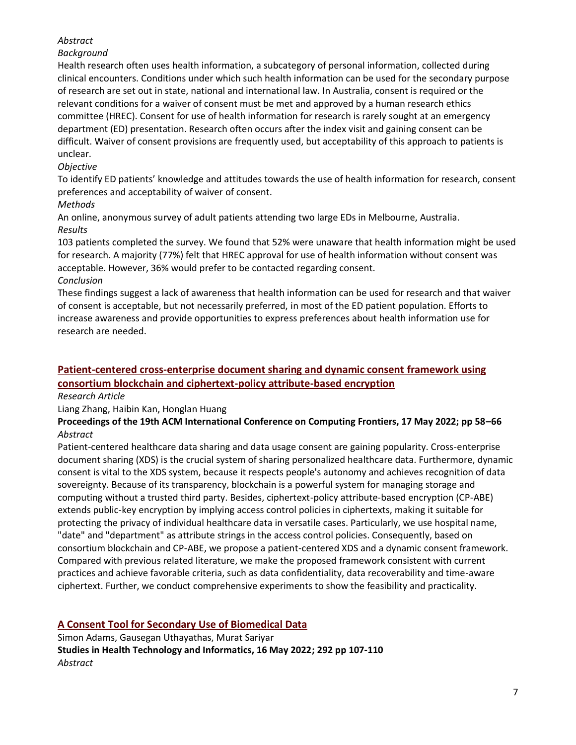*Abstract*

*Background*

Health research often uses health information, a subcategory of personal information, collected during clinical encounters. Conditions under which such health information can be used for the secondary purpose of research are set out in state, national and international law. In Australia, consent is required or the relevant conditions for a waiver of consent must be met and approved by a human research ethics committee (HREC). Consent for use of health information for research is rarely sought at an emergency department (ED) presentation. Research often occurs after the index visit and gaining consent can be difficult. Waiver of consent provisions are frequently used, but acceptability of this approach to patients is unclear.

*Objective*

To identify ED patients' knowledge and attitudes towards the use of health information for research, consent preferences and acceptability of waiver of consent.

*Methods*

An online, anonymous survey of adult patients attending two large EDs in Melbourne, Australia.

*Results*

103 patients completed the survey. We found that 52% were unaware that health information might be used for research. A majority (77%) felt that HREC approval for use of health information without consent was acceptable. However, 36% would prefer to be contacted regarding consent.

*Conclusion*

These findings suggest a lack of awareness that health information can be used for research and that waiver of consent is acceptable, but not necessarily preferred, in most of the ED patient population. Efforts to increase awareness and provide opportunities to express preferences about health information use for research are needed.

## Patient-centered cross-enterprise document sharing and dynamic consent framework using consortium blockchain and ciphertext-policy attribute-based encryption

*Research Article*

Liang Zhang, Haibin Kan, Honglan Huang

**Proceedings of the 19th ACM International Conference on Computing Frontiers, 17 May 2022; pp 58–66**

*Abstract*

Patient-centered healthcare data sharing and data usage consent are gaining popularity. Cross-enterprise document sharing (XDS) is the crucial system of sharing personalized healthcare data. Furthermore, dynamic consent is vital to the XDS system, because it respects people's autonomy and achieves recognition of data sovereignty. Because of its transparency, blockchain is a powerful system for managing storage and computing without a trusted third party. Besides, ciphertext-policy attribute-based encryption (CP-ABE) extends public-key encryption by implying access control policies in ciphertexts, making it suitable for protecting the privacy of individual healthcare data in versatile cases. Particularly, we use hospital name, "date" and "department" as attribute strings in the access control policies. Consequently, based on consortium blockchain and CP-ABE, we propose a patient-centered XDS and a dynamic consent framework. Compared with previous related literature, we make the proposed framework consistent with current practices and achieve favorable criteria, such as data confidentiality, data recoverability and time-aware ciphertext. Further, we conduct comprehensive experiments to show the feasibility and practicality.

## A Consent Tool for Secondary Use of Biomedical Data

Simon Adams, Gausegan Uthayathas, Murat Sariyar

**Studies in Health Technology and Informatics, 16 May 2022; 292 pp 107-110**

*Abstract*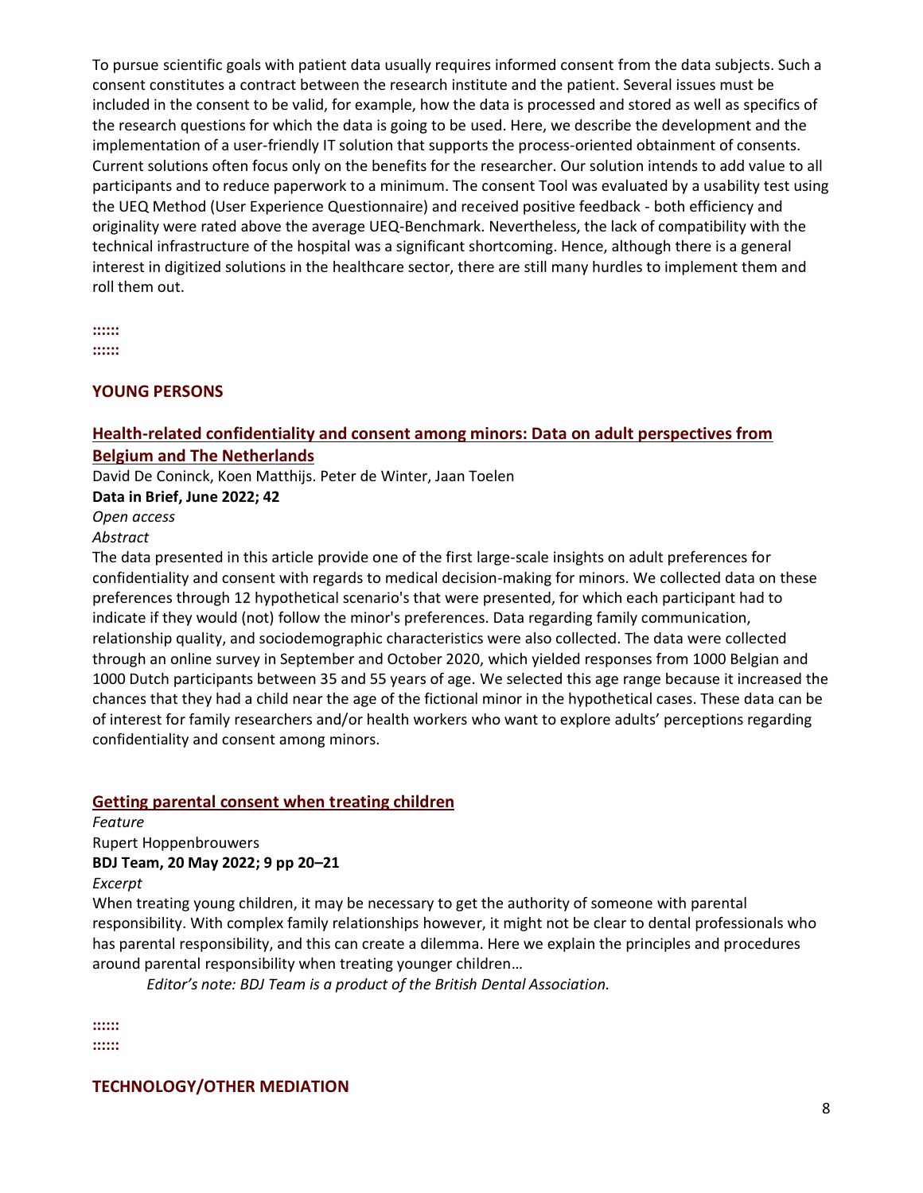To pursue scientific goals with patient data usually requires informed consent from the data subjects. Such a consent constitutes a contract between the research institute and the patient. Several issues must be included in the consent to be valid, for example, how the data is processed and stored as well as specifics of the research questions for which the data is going to be used. Here, we describe the development and the implementation of a user-friendly IT solution that supports the process-oriented obtainment of consents. Current solutions often focus only on the benefits for the researcher. Our solution intends to add value to all participants and to reduce paperwork to a minimum. The consent Tool was evaluated by a usability test using the UEQ Method (User Experience Questionnaire) and received positive feedback - both efficiency and originality were rated above the average UEQ-Benchmark. Nevertheless, the lack of compatibility with the technical infrastructure of the hospital was a significant shortcoming. Hence, although there is a general interest in digitized solutions in the healthcare sector, there are still many hurdles to implement them and roll them out.

::::::
::::::

## YOUNG PERSONS

### Health-related confidentiality and consent among minors: Data on adult perspectives from Belgium and The Netherlands

David De Coninck, Koen Matthijs. Peter de Winter, Jaan Toelen
**Data in Brief, June 2022; 42**
*Open access*
*Abstract*
The data presented in this article provide one of the first large-scale insights on adult preferences for confidentiality and consent with regards to medical decision-making for minors. We collected data on these preferences through 12 hypothetical scenario's that were presented, for which each participant had to indicate if they would (not) follow the minor's preferences. Data regarding family communication, relationship quality, and sociodemographic characteristics were also collected. The data were collected through an online survey in September and October 2020, which yielded responses from 1000 Belgian and 1000 Dutch participants between 35 and 55 years of age. We selected this age range because it increased the chances that they had a child near the age of the fictional minor in the hypothetical cases. These data can be of interest for family researchers and/or health workers who want to explore adults' perceptions regarding confidentiality and consent among minors.

### Getting parental consent when treating children

*Feature*
Rupert Hoppenbrouwers
**BDJ Team, 20 May 2022; 9 pp 20–21**
*Excerpt*
When treating young children, it may be necessary to get the authority of someone with parental responsibility. With complex family relationships however, it might not be clear to dental professionals who has parental responsibility, and this can create a dilemma. Here we explain the principles and procedures around parental responsibility when treating younger children…

*Editor's note: BDJ Team is a product of the British Dental Association.*

::::::
::::::

## TECHNOLOGY/OTHER MEDIATION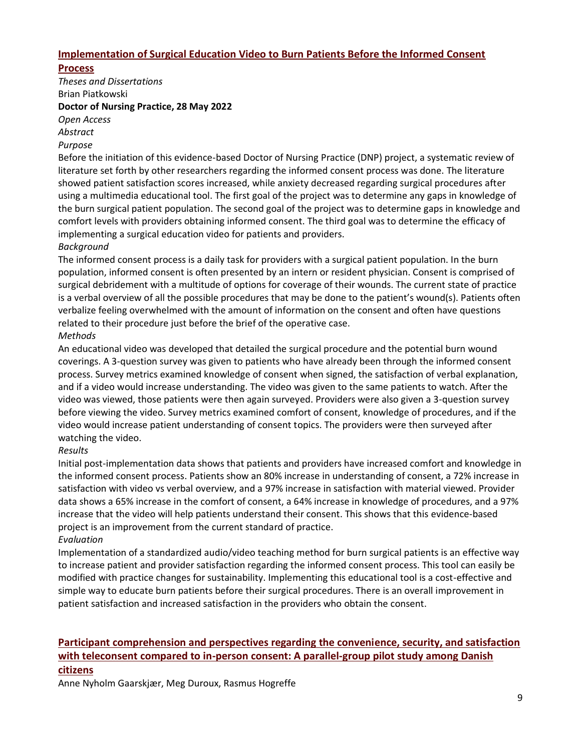## [Implementation of Surgical Education Video to Burn Patients Before the Informed Consent Process]

*Theses and Dissertations*
Brian Piatkowski
**Doctor of Nursing Practice, 28 May 2022**
*Open Access*
*Abstract*
*Purpose*
Before the initiation of this evidence-based Doctor of Nursing Practice (DNP) project, a systematic review of literature set forth by other researchers regarding the informed consent process was done. The literature showed patient satisfaction scores increased, while anxiety decreased regarding surgical procedures after using a multimedia educational tool. The first goal of the project was to determine any gaps in knowledge of the burn surgical patient population. The second goal of the project was to determine gaps in knowledge and comfort levels with providers obtaining informed consent. The third goal was to determine the efficacy of implementing a surgical education video for patients and providers.
*Background*
The informed consent process is a daily task for providers with a surgical patient population. In the burn population, informed consent is often presented by an intern or resident physician. Consent is comprised of surgical debridement with a multitude of options for coverage of their wounds. The current state of practice is a verbal overview of all the possible procedures that may be done to the patient's wound(s). Patients often verbalize feeling overwhelmed with the amount of information on the consent and often have questions related to their procedure just before the brief of the operative case.
*Methods*
An educational video was developed that detailed the surgical procedure and the potential burn wound coverings. A 3-question survey was given to patients who have already been through the informed consent process. Survey metrics examined knowledge of consent when signed, the satisfaction of verbal explanation, and if a video would increase understanding. The video was given to the same patients to watch. After the video was viewed, those patients were then again surveyed. Providers were also given a 3-question survey before viewing the video. Survey metrics examined comfort of consent, knowledge of procedures, and if the video would increase patient understanding of consent topics. The providers were then surveyed after watching the video.
*Results*
Initial post-implementation data shows that patients and providers have increased comfort and knowledge in the informed consent process. Patients show an 80% increase in understanding of consent, a 72% increase in satisfaction with video vs verbal overview, and a 97% increase in satisfaction with material viewed. Provider data shows a 65% increase in the comfort of consent, a 64% increase in knowledge of procedures, and a 97% increase that the video will help patients understand their consent. This shows that this evidence-based project is an improvement from the current standard of practice.
*Evaluation*
Implementation of a standardized audio/video teaching method for burn surgical patients is an effective way to increase patient and provider satisfaction regarding the informed consent process. This tool can easily be modified with practice changes for sustainability. Implementing this educational tool is a cost-effective and simple way to educate burn patients before their surgical procedures. There is an overall improvement in patient satisfaction and increased satisfaction in the providers who obtain the consent.

## [Participant comprehension and perspectives regarding the convenience, security, and satisfaction with teleconsent compared to in-person consent: A parallel-group pilot study among Danish citizens]

Anne Nyholm Gaarskjær, Meg Duroux, Rasmus Hogreffe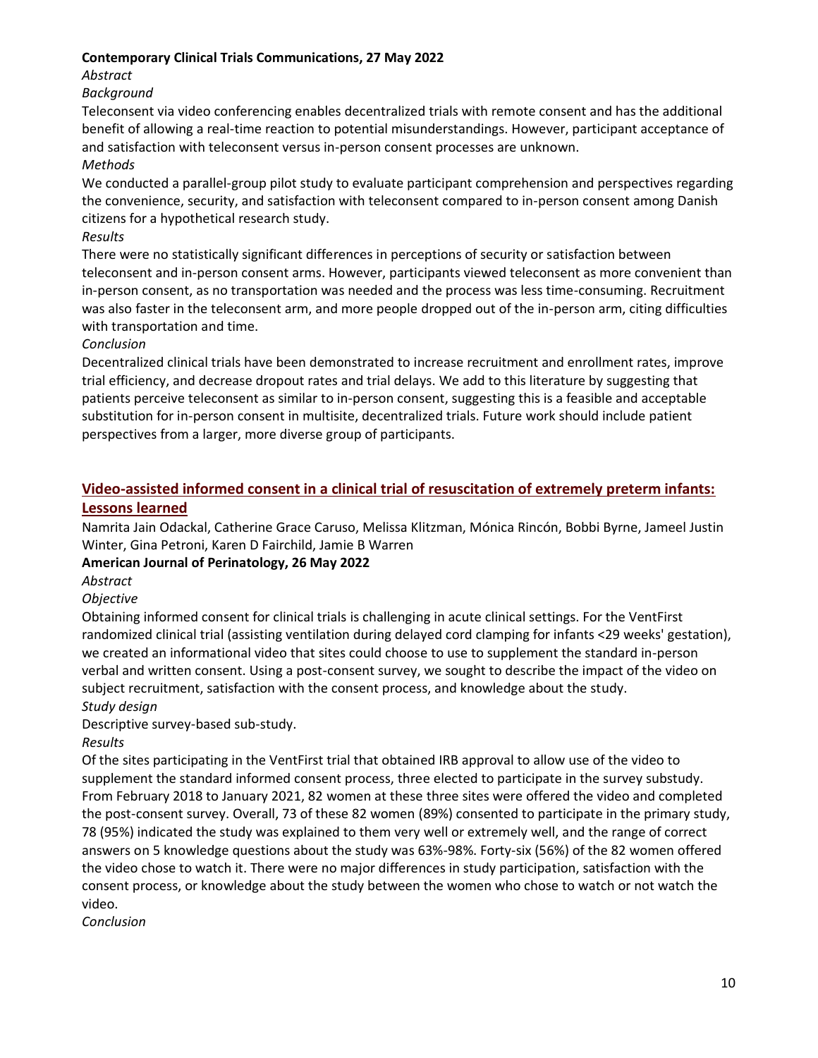**Contemporary Clinical Trials Communications, 27 May 2022**

*Abstract*

*Background*

Teleconsent via video conferencing enables decentralized trials with remote consent and has the additional benefit of allowing a real-time reaction to potential misunderstandings. However, participant acceptance of and satisfaction with teleconsent versus in-person consent processes are unknown.

*Methods*

We conducted a parallel-group pilot study to evaluate participant comprehension and perspectives regarding the convenience, security, and satisfaction with teleconsent compared to in-person consent among Danish citizens for a hypothetical research study.

*Results*

There were no statistically significant differences in perceptions of security or satisfaction between teleconsent and in-person consent arms. However, participants viewed teleconsent as more convenient than in-person consent, as no transportation was needed and the process was less time-consuming. Recruitment was also faster in the teleconsent arm, and more people dropped out of the in-person arm, citing difficulties with transportation and time.

*Conclusion*

Decentralized clinical trials have been demonstrated to increase recruitment and enrollment rates, improve trial efficiency, and decrease dropout rates and trial delays. We add to this literature by suggesting that patients perceive teleconsent as similar to in-person consent, suggesting this is a feasible and acceptable substitution for in-person consent in multisite, decentralized trials. Future work should include patient perspectives from a larger, more diverse group of participants.

## Video-assisted informed consent in a clinical trial of resuscitation of extremely preterm infants: Lessons learned

Namrita Jain Odackal, Catherine Grace Caruso, Melissa Klitzman, Mónica Rincón, Bobbi Byrne, Jameel Justin Winter, Gina Petroni, Karen D Fairchild, Jamie B Warren

**American Journal of Perinatology, 26 May 2022**

*Abstract*

*Objective*

Obtaining informed consent for clinical trials is challenging in acute clinical settings. For the VentFirst randomized clinical trial (assisting ventilation during delayed cord clamping for infants <29 weeks' gestation), we created an informational video that sites could choose to use to supplement the standard in-person verbal and written consent. Using a post-consent survey, we sought to describe the impact of the video on subject recruitment, satisfaction with the consent process, and knowledge about the study.

*Study design*

Descriptive survey-based sub-study.

*Results*

Of the sites participating in the VentFirst trial that obtained IRB approval to allow use of the video to supplement the standard informed consent process, three elected to participate in the survey substudy. From February 2018 to January 2021, 82 women at these three sites were offered the video and completed the post-consent survey. Overall, 73 of these 82 women (89%) consented to participate in the primary study, 78 (95%) indicated the study was explained to them very well or extremely well, and the range of correct answers on 5 knowledge questions about the study was 63%-98%. Forty-six (56%) of the 82 women offered the video chose to watch it. There were no major differences in study participation, satisfaction with the consent process, or knowledge about the study between the women who chose to watch or not watch the video.

*Conclusion*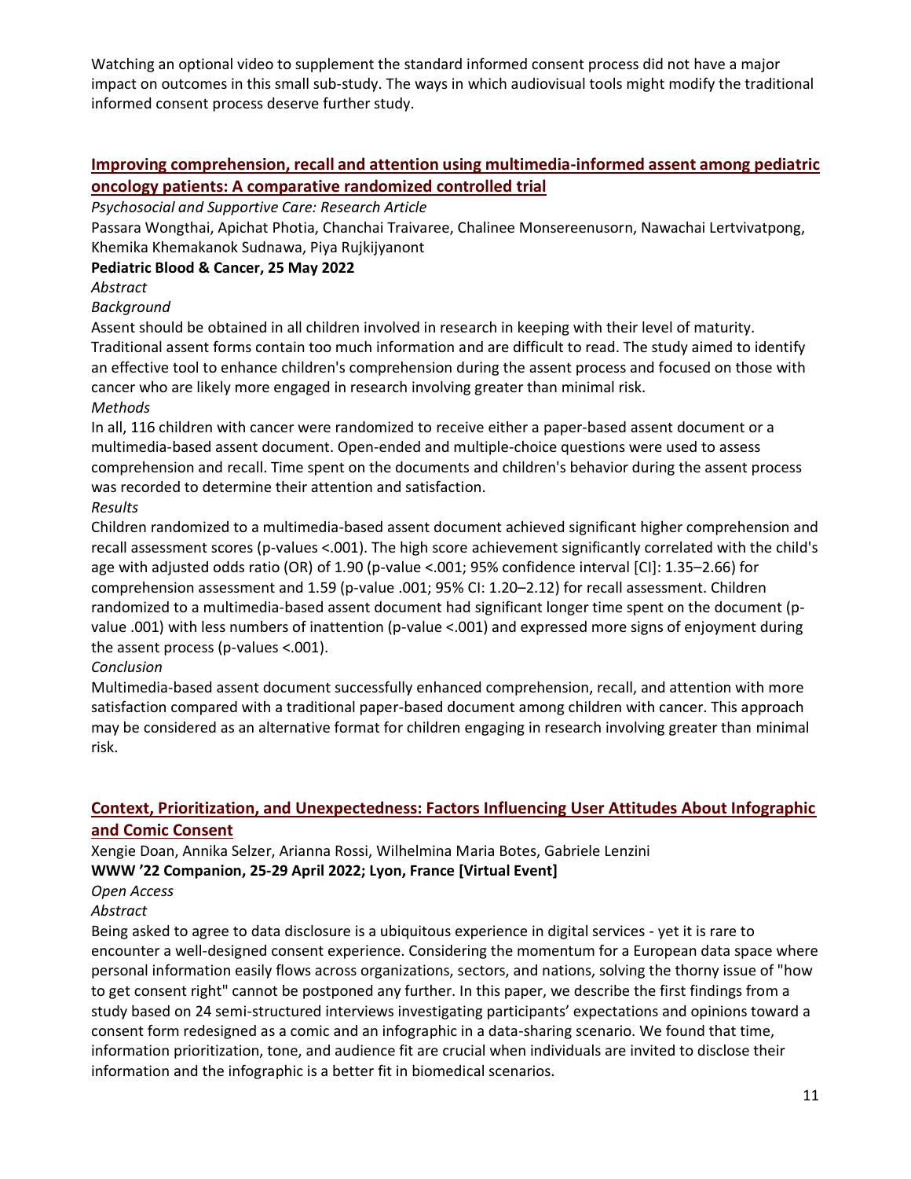Watching an optional video to supplement the standard informed consent process did not have a major impact on outcomes in this small sub-study. The ways in which audiovisual tools might modify the traditional informed consent process deserve further study.

## Improving comprehension, recall and attention using multimedia-informed assent among pediatric oncology patients: A comparative randomized controlled trial

*Psychosocial and Supportive Care: Research Article*

Passara Wongthai, Apichat Photia, Chanchai Traivaree, Chalinee Monsereenusorn, Nawachai Lertvivatpong, Khemika Khemakanok Sudnawa, Piya Rujkijyanont

**Pediatric Blood & Cancer, 25 May 2022**

*Abstract*

*Background*

Assent should be obtained in all children involved in research in keeping with their level of maturity. Traditional assent forms contain too much information and are difficult to read. The study aimed to identify an effective tool to enhance children's comprehension during the assent process and focused on those with cancer who are likely more engaged in research involving greater than minimal risk.

*Methods*

In all, 116 children with cancer were randomized to receive either a paper-based assent document or a multimedia-based assent document. Open-ended and multiple-choice questions were used to assess comprehension and recall. Time spent on the documents and children's behavior during the assent process was recorded to determine their attention and satisfaction.

*Results*

Children randomized to a multimedia-based assent document achieved significant higher comprehension and recall assessment scores (p-values <.001). The high score achievement significantly correlated with the child's age with adjusted odds ratio (OR) of 1.90 (p-value <.001; 95% confidence interval [CI]: 1.35–2.66) for comprehension assessment and 1.59 (p-value .001; 95% CI: 1.20–2.12) for recall assessment. Children randomized to a multimedia-based assent document had significant longer time spent on the document (p-value .001) with less numbers of inattention (p-value <.001) and expressed more signs of enjoyment during the assent process (p-values <.001).

*Conclusion*

Multimedia-based assent document successfully enhanced comprehension, recall, and attention with more satisfaction compared with a traditional paper-based document among children with cancer. This approach may be considered as an alternative format for children engaging in research involving greater than minimal risk.

## Context, Prioritization, and Unexpectedness: Factors Influencing User Attitudes About Infographic and Comic Consent

Xengie Doan, Annika Selzer, Arianna Rossi, Wilhelmina Maria Botes, Gabriele Lenzini

**WWW '22 Companion, 25-29 April 2022; Lyon, France [Virtual Event]**

*Open Access*

*Abstract*

Being asked to agree to data disclosure is a ubiquitous experience in digital services - yet it is rare to encounter a well-designed consent experience. Considering the momentum for a European data space where personal information easily flows across organizations, sectors, and nations, solving the thorny issue of "how to get consent right" cannot be postponed any further. In this paper, we describe the first findings from a study based on 24 semi-structured interviews investigating participants' expectations and opinions toward a consent form redesigned as a comic and an infographic in a data-sharing scenario. We found that time, information prioritization, tone, and audience fit are crucial when individuals are invited to disclose their information and the infographic is a better fit in biomedical scenarios.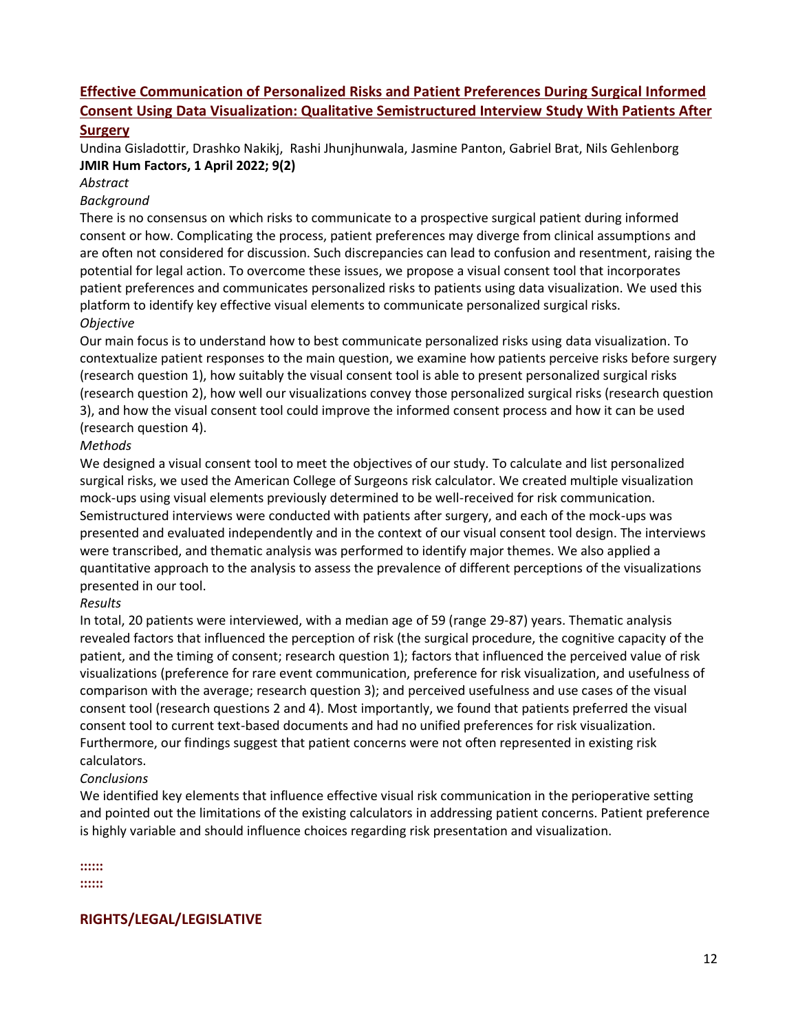## [Effective Communication of Personalized Risks and Patient Preferences During Surgical Informed Consent Using Data Visualization: Qualitative Semistructured Interview Study With Patients After Surgery]()

Undina Gisladottir, Drashko Nakikj, Rashi Jhunjhunwala, Jasmine Panton, Gabriel Brat, Nils Gehlenborg
**JMIR Hum Factors, 1 April 2022; 9(2)**

*Abstract*

*Background*

There is no consensus on which risks to communicate to a prospective surgical patient during informed consent or how. Complicating the process, patient preferences may diverge from clinical assumptions and are often not considered for discussion. Such discrepancies can lead to confusion and resentment, raising the potential for legal action. To overcome these issues, we propose a visual consent tool that incorporates patient preferences and communicates personalized risks to patients using data visualization. We used this platform to identify key effective visual elements to communicate personalized surgical risks.

*Objective*

Our main focus is to understand how to best communicate personalized risks using data visualization. To contextualize patient responses to the main question, we examine how patients perceive risks before surgery (research question 1), how suitably the visual consent tool is able to present personalized surgical risks (research question 2), how well our visualizations convey those personalized surgical risks (research question 3), and how the visual consent tool could improve the informed consent process and how it can be used (research question 4).

*Methods*

We designed a visual consent tool to meet the objectives of our study. To calculate and list personalized surgical risks, we used the American College of Surgeons risk calculator. We created multiple visualization mock-ups using visual elements previously determined to be well-received for risk communication. Semistructured interviews were conducted with patients after surgery, and each of the mock-ups was presented and evaluated independently and in the context of our visual consent tool design. The interviews were transcribed, and thematic analysis was performed to identify major themes. We also applied a quantitative approach to the analysis to assess the prevalence of different perceptions of the visualizations presented in our tool.

*Results*

In total, 20 patients were interviewed, with a median age of 59 (range 29-87) years. Thematic analysis revealed factors that influenced the perception of risk (the surgical procedure, the cognitive capacity of the patient, and the timing of consent; research question 1); factors that influenced the perceived value of risk visualizations (preference for rare event communication, preference for risk visualization, and usefulness of comparison with the average; research question 3); and perceived usefulness and use cases of the visual consent tool (research questions 2 and 4). Most importantly, we found that patients preferred the visual consent tool to current text-based documents and had no unified preferences for risk visualization. Furthermore, our findings suggest that patient concerns were not often represented in existing risk calculators.

*Conclusions*

We identified key elements that influence effective visual risk communication in the perioperative setting and pointed out the limitations of the existing calculators in addressing patient concerns. Patient preference is highly variable and should influence choices regarding risk presentation and visualization.

**::::::**
**::::::**

## RIGHTS/LEGAL/LEGISLATIVE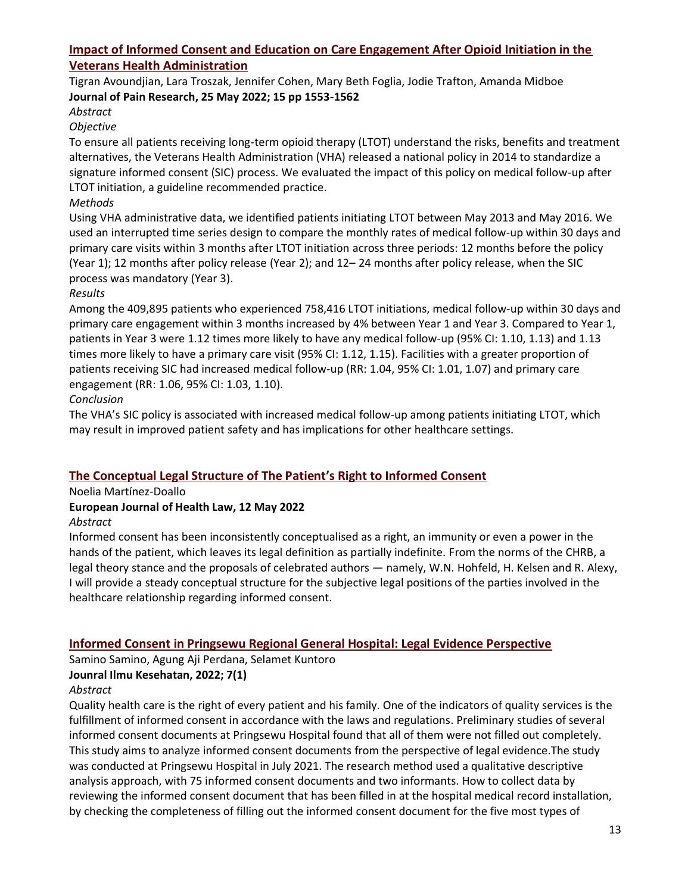## [Impact of Informed Consent and Education on Care Engagement After Opioid Initiation in the Veterans Health Administration]

Tigran Avoundjian, Lara Troszak, Jennifer Cohen, Mary Beth Foglia, Jodie Trafton, Amanda Midboe

**Journal of Pain Research, 25 May 2022; 15 pp 1553-1562**

*Abstract*

*Objective*

To ensure all patients receiving long-term opioid therapy (LTOT) understand the risks, benefits and treatment alternatives, the Veterans Health Administration (VHA) released a national policy in 2014 to standardize a signature informed consent (SIC) process. We evaluated the impact of this policy on medical follow-up after LTOT initiation, a guideline recommended practice.

*Methods*

Using VHA administrative data, we identified patients initiating LTOT between May 2013 and May 2016. We used an interrupted time series design to compare the monthly rates of medical follow-up within 30 days and primary care visits within 3 months after LTOT initiation across three periods: 12 months before the policy (Year 1); 12 months after policy release (Year 2); and 12– 24 months after policy release, when the SIC process was mandatory (Year 3).

*Results*

Among the 409,895 patients who experienced 758,416 LTOT initiations, medical follow-up within 30 days and primary care engagement within 3 months increased by 4% between Year 1 and Year 3. Compared to Year 1, patients in Year 3 were 1.12 times more likely to have any medical follow-up (95% CI: 1.10, 1.13) and 1.13 times more likely to have a primary care visit (95% CI: 1.12, 1.15). Facilities with a greater proportion of patients receiving SIC had increased medical follow-up (RR: 1.04, 95% CI: 1.01, 1.07) and primary care engagement (RR: 1.06, 95% CI: 1.03, 1.10).

*Conclusion*

The VHA's SIC policy is associated with increased medical follow-up among patients initiating LTOT, which may result in improved patient safety and has implications for other healthcare settings.

## [The Conceptual Legal Structure of The Patient's Right to Informed Consent]

Noelia Martínez-Doallo

**European Journal of Health Law, 12 May 2022**

*Abstract*

Informed consent has been inconsistently conceptualised as a right, an immunity or even a power in the hands of the patient, which leaves its legal definition as partially indefinite. From the norms of the CHRB, a legal theory stance and the proposals of celebrated authors — namely, W.N. Hohfeld, H. Kelsen and R. Alexy, I will provide a steady conceptual structure for the subjective legal positions of the parties involved in the healthcare relationship regarding informed consent.

## [Informed Consent in Pringsewu Regional General Hospital: Legal Evidence Perspective]

Samino Samino, Agung Aji Perdana, Selamet Kuntoro

**Jounral Ilmu Kesehatan, 2022; 7(1)**

*Abstract*

Quality health care is the right of every patient and his family. One of the indicators of quality services is the fulfillment of informed consent in accordance with the laws and regulations. Preliminary studies of several informed consent documents at Pringsewu Hospital found that all of them were not filled out completely. This study aims to analyze informed consent documents from the perspective of legal evidence.The study was conducted at Pringsewu Hospital in July 2021. The research method used a qualitative descriptive analysis approach, with 75 informed consent documents and two informants. How to collect data by reviewing the informed consent document that has been filled in at the hospital medical record installation, by checking the completeness of filling out the informed consent document for the five most types of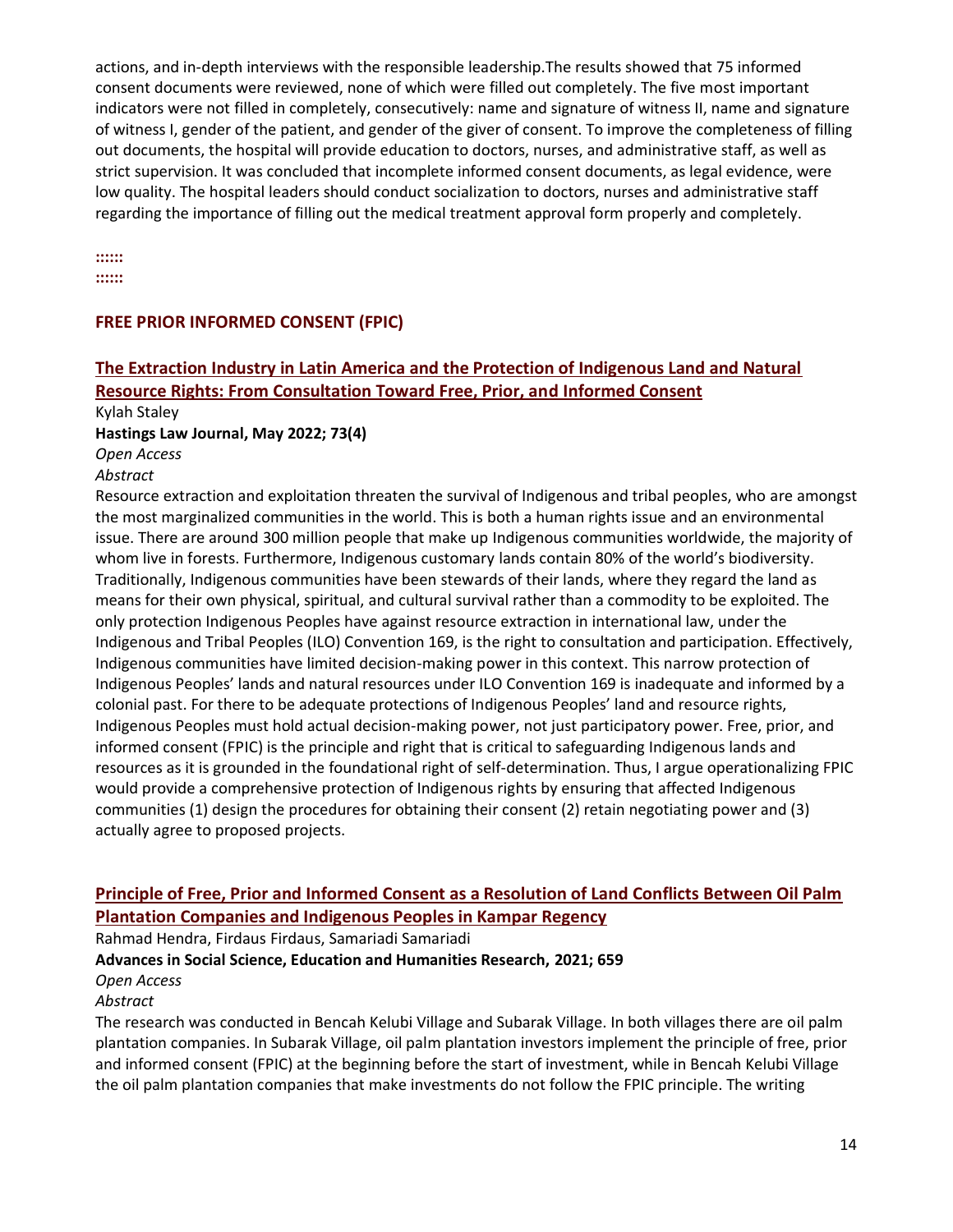actions, and in-depth interviews with the responsible leadership.The results showed that 75 informed consent documents were reviewed, none of which were filled out completely. The five most important indicators were not filled in completely, consecutively: name and signature of witness II, name and signature of witness I, gender of the patient, and gender of the giver of consent. To improve the completeness of filling out documents, the hospital will provide education to doctors, nurses, and administrative staff, as well as strict supervision. It was concluded that incomplete informed consent documents, as legal evidence, were low quality. The hospital leaders should conduct socialization to doctors, nurses and administrative staff regarding the importance of filling out the medical treatment approval form properly and completely.

**::::::**
**::::::**

## FREE PRIOR INFORMED CONSENT (FPIC)

### The Extraction Industry in Latin America and the Protection of Indigenous Land and Natural Resource Rights: From Consultation Toward Free, Prior, and Informed Consent

Kylah Staley
**Hastings Law Journal, May 2022; 73(4)**
*Open Access*
*Abstract*
Resource extraction and exploitation threaten the survival of Indigenous and tribal peoples, who are amongst the most marginalized communities in the world. This is both a human rights issue and an environmental issue. There are around 300 million people that make up Indigenous communities worldwide, the majority of whom live in forests. Furthermore, Indigenous customary lands contain 80% of the world's biodiversity. Traditionally, Indigenous communities have been stewards of their lands, where they regard the land as means for their own physical, spiritual, and cultural survival rather than a commodity to be exploited. The only protection Indigenous Peoples have against resource extraction in international law, under the Indigenous and Tribal Peoples (ILO) Convention 169, is the right to consultation and participation. Effectively, Indigenous communities have limited decision-making power in this context. This narrow protection of Indigenous Peoples' lands and natural resources under ILO Convention 169 is inadequate and informed by a colonial past. For there to be adequate protections of Indigenous Peoples' land and resource rights, Indigenous Peoples must hold actual decision-making power, not just participatory power. Free, prior, and informed consent (FPIC) is the principle and right that is critical to safeguarding Indigenous lands and resources as it is grounded in the foundational right of self-determination. Thus, I argue operationalizing FPIC would provide a comprehensive protection of Indigenous rights by ensuring that affected Indigenous communities (1) design the procedures for obtaining their consent (2) retain negotiating power and (3) actually agree to proposed projects.

### Principle of Free, Prior and Informed Consent as a Resolution of Land Conflicts Between Oil Palm Plantation Companies and Indigenous Peoples in Kampar Regency

Rahmad Hendra, Firdaus Firdaus, Samariadi Samariadi
**Advances in Social Science, Education and Humanities Research, 2021; 659**
*Open Access*
*Abstract*
The research was conducted in Bencah Kelubi Village and Subarak Village. In both villages there are oil palm plantation companies. In Subarak Village, oil palm plantation investors implement the principle of free, prior and informed consent (FPIC) at the beginning before the start of investment, while in Bencah Kelubi Village the oil palm plantation companies that make investments do not follow the FPIC principle. The writing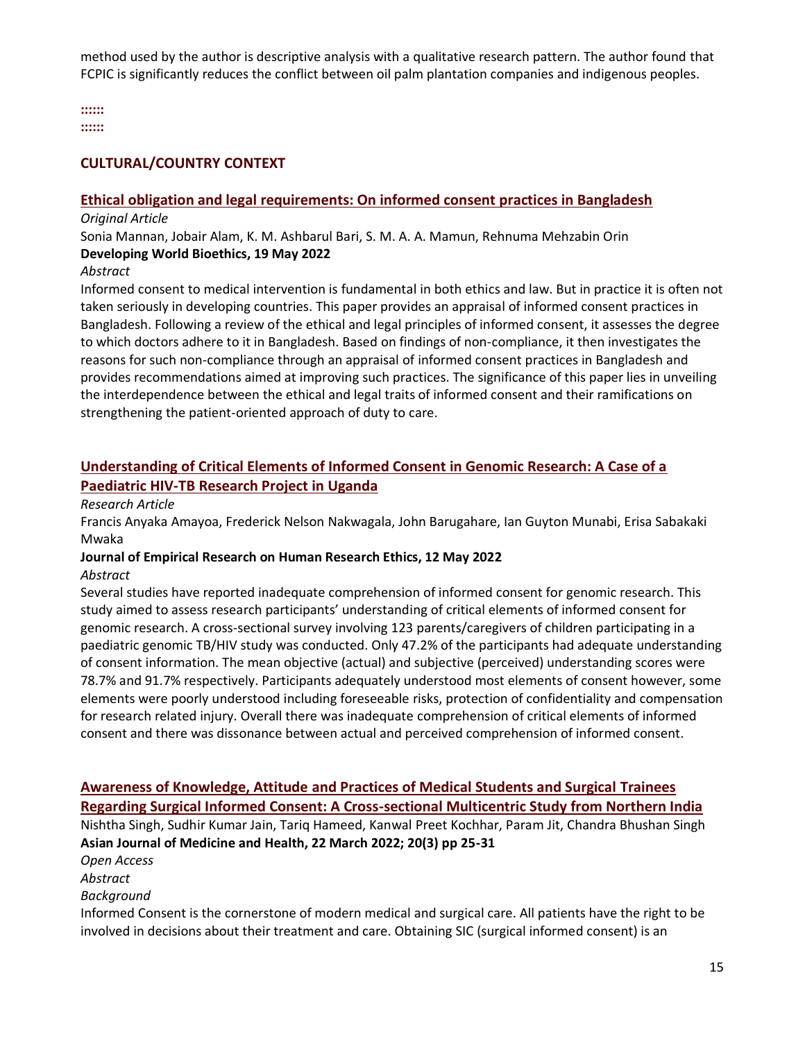method used by the author is descriptive analysis with a qualitative research pattern. The author found that FCPIC is significantly reduces the conflict between oil palm plantation companies and indigenous peoples.

::::::
::::::

## CULTURAL/COUNTRY CONTEXT

### Ethical obligation and legal requirements: On informed consent practices in Bangladesh

*Original Article*

Sonia Mannan, Jobair Alam, K. M. Ashbarul Bari, S. M. A. A. Mamun, Rehnuma Mehzabin Orin

**Developing World Bioethics, 19 May 2022**

*Abstract*

Informed consent to medical intervention is fundamental in both ethics and law. But in practice it is often not taken seriously in developing countries. This paper provides an appraisal of informed consent practices in Bangladesh. Following a review of the ethical and legal principles of informed consent, it assesses the degree to which doctors adhere to it in Bangladesh. Based on findings of non-compliance, it then investigates the reasons for such non-compliance through an appraisal of informed consent practices in Bangladesh and provides recommendations aimed at improving such practices. The significance of this paper lies in unveiling the interdependence between the ethical and legal traits of informed consent and their ramifications on strengthening the patient-oriented approach of duty to care.

### Understanding of Critical Elements of Informed Consent in Genomic Research: A Case of a Paediatric HIV-TB Research Project in Uganda

*Research Article*

Francis Anyaka Amayoa, Frederick Nelson Nakwagala, John Barugahare, Ian Guyton Munabi, Erisa Sabakaki Mwaka

**Journal of Empirical Research on Human Research Ethics, 12 May 2022**

*Abstract*

Several studies have reported inadequate comprehension of informed consent for genomic research. This study aimed to assess research participants' understanding of critical elements of informed consent for genomic research. A cross-sectional survey involving 123 parents/caregivers of children participating in a paediatric genomic TB/HIV study was conducted. Only 47.2% of the participants had adequate understanding of consent information. The mean objective (actual) and subjective (perceived) understanding scores were 78.7% and 91.7% respectively. Participants adequately understood most elements of consent however, some elements were poorly understood including foreseeable risks, protection of confidentiality and compensation for research related injury. Overall there was inadequate comprehension of critical elements of informed consent and there was dissonance between actual and perceived comprehension of informed consent.

### Awareness of Knowledge, Attitude and Practices of Medical Students and Surgical Trainees Regarding Surgical Informed Consent: A Cross-sectional Multicentric Study from Northern India

Nishtha Singh, Sudhir Kumar Jain, Tariq Hameed, Kanwal Preet Kochhar, Param Jit, Chandra Bhushan Singh

**Asian Journal of Medicine and Health, 22 March 2022; 20(3) pp 25-31**

*Open Access*

*Abstract*

*Background*

Informed Consent is the cornerstone of modern medical and surgical care. All patients have the right to be involved in decisions about their treatment and care. Obtaining SIC (surgical informed consent) is an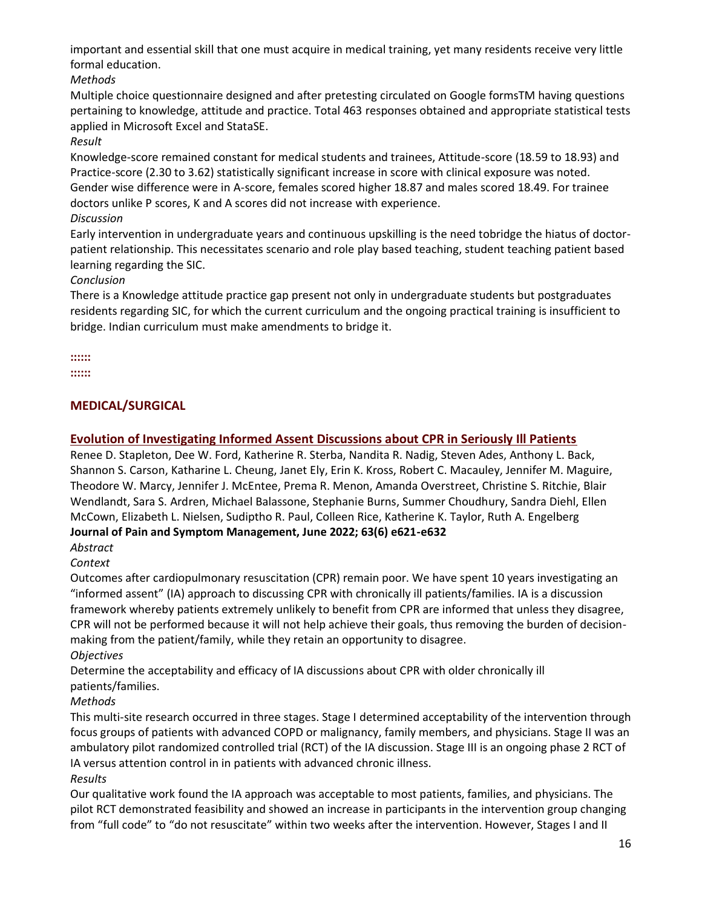important and essential skill that one must acquire in medical training, yet many residents receive very little formal education.

*Methods*

Multiple choice questionnaire designed and after pretesting circulated on Google formsTM having questions pertaining to knowledge, attitude and practice. Total 463 responses obtained and appropriate statistical tests applied in Microsoft Excel and StataSE.

*Result*

Knowledge-score remained constant for medical students and trainees, Attitude-score (18.59 to 18.93) and Practice-score (2.30 to 3.62) statistically significant increase in score with clinical exposure was noted. Gender wise difference were in A-score, females scored higher 18.87 and males scored 18.49. For trainee doctors unlike P scores, K and A scores did not increase with experience.

*Discussion*

Early intervention in undergraduate years and continuous upskilling is the need tobridge the hiatus of doctor-patient relationship. This necessitates scenario and role play based teaching, student teaching patient based learning regarding the SIC.

*Conclusion*

There is a Knowledge attitude practice gap present not only in undergraduate students but postgraduates residents regarding SIC, for which the current curriculum and the ongoing practical training is insufficient to bridge. Indian curriculum must make amendments to bridge it.

**::::::**
**::::::**

## MEDICAL/SURGICAL

### Evolution of Investigating Informed Assent Discussions about CPR in Seriously Ill Patients

Renee D. Stapleton, Dee W. Ford, Katherine R. Sterba, Nandita R. Nadig, Steven Ades, Anthony L. Back, Shannon S. Carson, Katharine L. Cheung, Janet Ely, Erin K. Kross, Robert C. Macauley, Jennifer M. Maguire, Theodore W. Marcy, Jennifer J. McEntee, Prema R. Menon, Amanda Overstreet, Christine S. Ritchie, Blair Wendlandt, Sara S. Ardren, Michael Balassone, Stephanie Burns, Summer Choudhury, Sandra Diehl, Ellen McCown, Elizabeth L. Nielsen, Sudiptho R. Paul, Colleen Rice, Katherine K. Taylor, Ruth A. Engelberg

**Journal of Pain and Symptom Management, June 2022; 63(6) e621-e632**

*Abstract*

*Context*

Outcomes after cardiopulmonary resuscitation (CPR) remain poor. We have spent 10 years investigating an "informed assent" (IA) approach to discussing CPR with chronically ill patients/families. IA is a discussion framework whereby patients extremely unlikely to benefit from CPR are informed that unless they disagree, CPR will not be performed because it will not help achieve their goals, thus removing the burden of decision-making from the patient/family, while they retain an opportunity to disagree.

*Objectives*

Determine the acceptability and efficacy of IA discussions about CPR with older chronically ill patients/families.

*Methods*

This multi-site research occurred in three stages. Stage I determined acceptability of the intervention through focus groups of patients with advanced COPD or malignancy, family members, and physicians. Stage II was an ambulatory pilot randomized controlled trial (RCT) of the IA discussion. Stage III is an ongoing phase 2 RCT of IA versus attention control in in patients with advanced chronic illness.

*Results*

Our qualitative work found the IA approach was acceptable to most patients, families, and physicians. The pilot RCT demonstrated feasibility and showed an increase in participants in the intervention group changing from "full code" to "do not resuscitate" within two weeks after the intervention. However, Stages I and II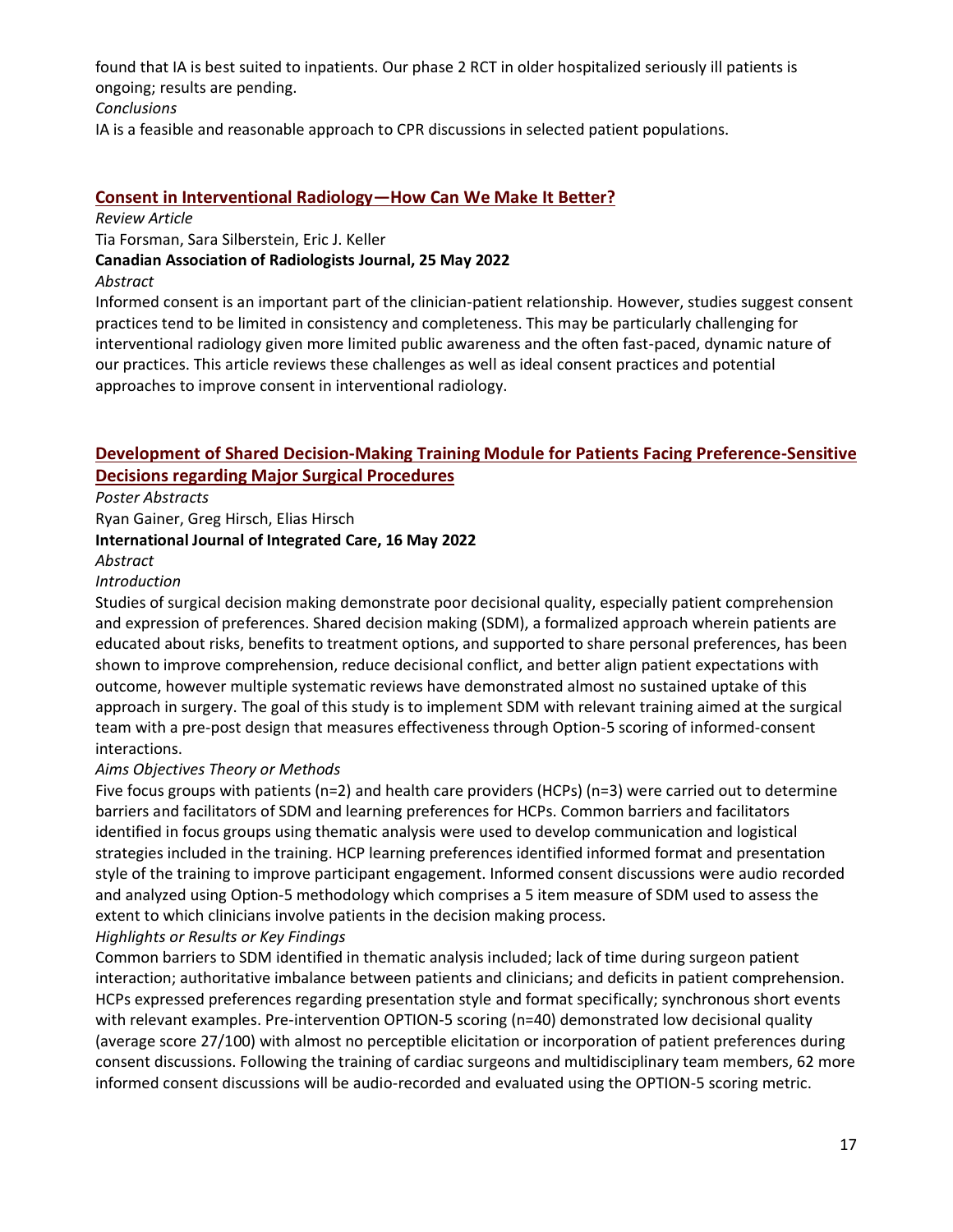found that IA is best suited to inpatients. Our phase 2 RCT in older hospitalized seriously ill patients is ongoing; results are pending.

*Conclusions*

IA is a feasible and reasonable approach to CPR discussions in selected patient populations.

## Consent in Interventional Radiology—How Can We Make It Better?

*Review Article*

Tia Forsman, Sara Silberstein, Eric J. Keller

**Canadian Association of Radiologists Journal, 25 May 2022**

*Abstract*

Informed consent is an important part of the clinician-patient relationship. However, studies suggest consent practices tend to be limited in consistency and completeness. This may be particularly challenging for interventional radiology given more limited public awareness and the often fast-paced, dynamic nature of our practices. This article reviews these challenges as well as ideal consent practices and potential approaches to improve consent in interventional radiology.

## Development of Shared Decision-Making Training Module for Patients Facing Preference-Sensitive Decisions regarding Major Surgical Procedures

*Poster Abstracts*

Ryan Gainer, Greg Hirsch, Elias Hirsch

**International Journal of Integrated Care, 16 May 2022**

*Abstract*

*Introduction*

Studies of surgical decision making demonstrate poor decisional quality, especially patient comprehension and expression of preferences. Shared decision making (SDM), a formalized approach wherein patients are educated about risks, benefits to treatment options, and supported to share personal preferences, has been shown to improve comprehension, reduce decisional conflict, and better align patient expectations with outcome, however multiple systematic reviews have demonstrated almost no sustained uptake of this approach in surgery. The goal of this study is to implement SDM with relevant training aimed at the surgical team with a pre-post design that measures effectiveness through Option-5 scoring of informed-consent interactions.

*Aims Objectives Theory or Methods*

Five focus groups with patients (n=2) and health care providers (HCPs) (n=3) were carried out to determine barriers and facilitators of SDM and learning preferences for HCPs. Common barriers and facilitators identified in focus groups using thematic analysis were used to develop communication and logistical strategies included in the training. HCP learning preferences identified informed format and presentation style of the training to improve participant engagement. Informed consent discussions were audio recorded and analyzed using Option-5 methodology which comprises a 5 item measure of SDM used to assess the extent to which clinicians involve patients in the decision making process.

*Highlights or Results or Key Findings*

Common barriers to SDM identified in thematic analysis included; lack of time during surgeon patient interaction; authoritative imbalance between patients and clinicians; and deficits in patient comprehension. HCPs expressed preferences regarding presentation style and format specifically; synchronous short events with relevant examples. Pre-intervention OPTION-5 scoring (n=40) demonstrated low decisional quality (average score 27/100) with almost no perceptible elicitation or incorporation of patient preferences during consent discussions. Following the training of cardiac surgeons and multidisciplinary team members, 62 more informed consent discussions will be audio-recorded and evaluated using the OPTION-5 scoring metric.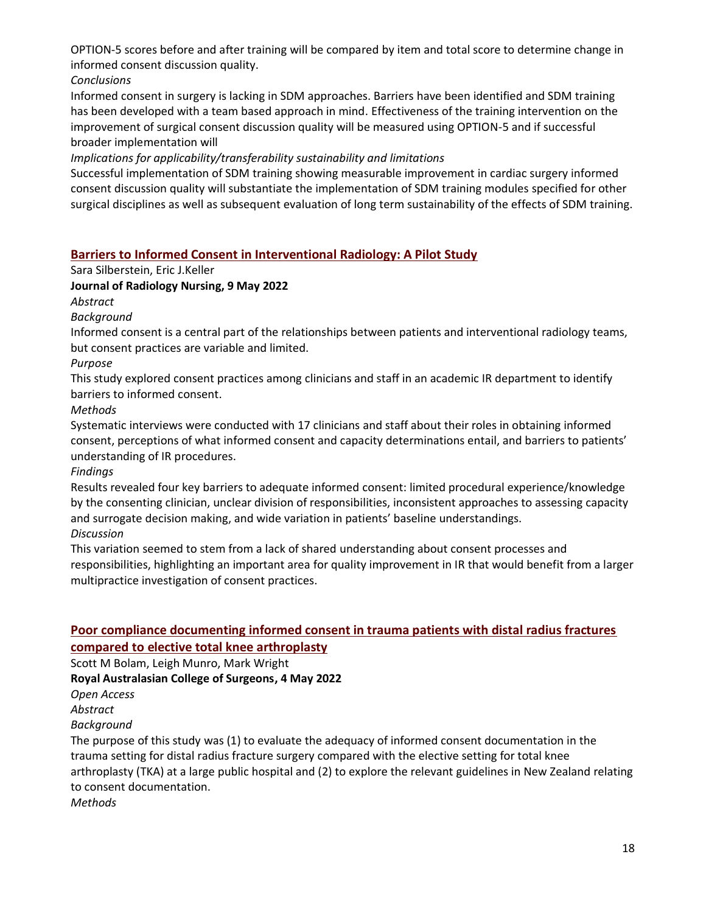OPTION-5 scores before and after training will be compared by item and total score to determine change in informed consent discussion quality.

*Conclusions*

Informed consent in surgery is lacking in SDM approaches. Barriers have been identified and SDM training has been developed with a team based approach in mind. Effectiveness of the training intervention on the improvement of surgical consent discussion quality will be measured using OPTION-5 and if successful broader implementation will

*Implications for applicability/transferability sustainability and limitations*

Successful implementation of SDM training showing measurable improvement in cardiac surgery informed consent discussion quality will substantiate the implementation of SDM training modules specified for other surgical disciplines as well as subsequent evaluation of long term sustainability of the effects of SDM training.

## Barriers to Informed Consent in Interventional Radiology: A Pilot Study

Sara Silberstein, Eric J.Keller

**Journal of Radiology Nursing, 9 May 2022**

*Abstract*

*Background*

Informed consent is a central part of the relationships between patients and interventional radiology teams, but consent practices are variable and limited.

*Purpose*

This study explored consent practices among clinicians and staff in an academic IR department to identify barriers to informed consent.

*Methods*

Systematic interviews were conducted with 17 clinicians and staff about their roles in obtaining informed consent, perceptions of what informed consent and capacity determinations entail, and barriers to patients' understanding of IR procedures.

*Findings*

Results revealed four key barriers to adequate informed consent: limited procedural experience/knowledge by the consenting clinician, unclear division of responsibilities, inconsistent approaches to assessing capacity and surrogate decision making, and wide variation in patients' baseline understandings.

*Discussion*

This variation seemed to stem from a lack of shared understanding about consent processes and responsibilities, highlighting an important area for quality improvement in IR that would benefit from a larger multipractice investigation of consent practices.

## Poor compliance documenting informed consent in trauma patients with distal radius fractures compared to elective total knee arthroplasty

Scott M Bolam, Leigh Munro, Mark Wright

**Royal Australasian College of Surgeons, 4 May 2022**

*Open Access*

*Abstract*

*Background*

The purpose of this study was (1) to evaluate the adequacy of informed consent documentation in the trauma setting for distal radius fracture surgery compared with the elective setting for total knee arthroplasty (TKA) at a large public hospital and (2) to explore the relevant guidelines in New Zealand relating to consent documentation.

*Methods*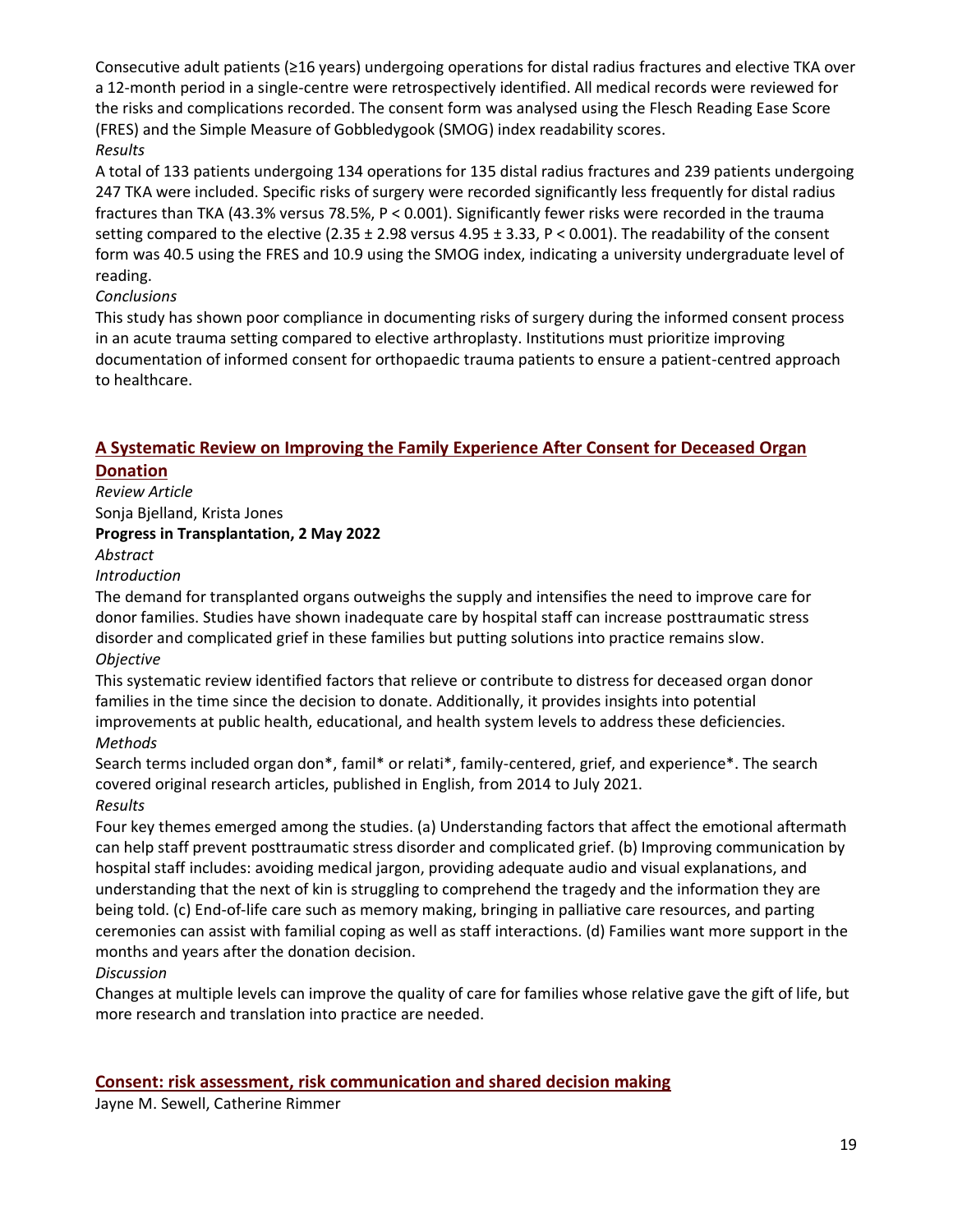Consecutive adult patients (≥16 years) undergoing operations for distal radius fractures and elective TKA over a 12-month period in a single-centre were retrospectively identified. All medical records were reviewed for the risks and complications recorded. The consent form was analysed using the Flesch Reading Ease Score (FRES) and the Simple Measure of Gobbledygook (SMOG) index readability scores.

*Results*

A total of 133 patients undergoing 134 operations for 135 distal radius fractures and 239 patients undergoing 247 TKA were included. Specific risks of surgery were recorded significantly less frequently for distal radius fractures than TKA (43.3% versus 78.5%, $P < 0.001$). Significantly fewer risks were recorded in the trauma setting compared to the elective ($2.35 \pm 2.98$ versus $4.95 \pm 3.33$, $P < 0.001$). The readability of the consent form was 40.5 using the FRES and 10.9 using the SMOG index, indicating a university undergraduate level of reading.

*Conclusions*

This study has shown poor compliance in documenting risks of surgery during the informed consent process in an acute trauma setting compared to elective arthroplasty. Institutions must prioritize improving documentation of informed consent for orthopaedic trauma patients to ensure a patient-centred approach to healthcare.

## A Systematic Review on Improving the Family Experience After Consent for Deceased Organ Donation

*Review Article*

Sonja Bjelland, Krista Jones

**Progress in Transplantation, 2 May 2022**

*Abstract*

*Introduction*

The demand for transplanted organs outweighs the supply and intensifies the need to improve care for donor families. Studies have shown inadequate care by hospital staff can increase posttraumatic stress disorder and complicated grief in these families but putting solutions into practice remains slow.

*Objective*

This systematic review identified factors that relieve or contribute to distress for deceased organ donor families in the time since the decision to donate. Additionally, it provides insights into potential improvements at public health, educational, and health system levels to address these deficiencies.

*Methods*

Search terms included organ don*, famil* or relati*, family-centered, grief, and experience*. The search covered original research articles, published in English, from 2014 to July 2021.

*Results*

Four key themes emerged among the studies. (a) Understanding factors that affect the emotional aftermath can help staff prevent posttraumatic stress disorder and complicated grief. (b) Improving communication by hospital staff includes: avoiding medical jargon, providing adequate audio and visual explanations, and understanding that the next of kin is struggling to comprehend the tragedy and the information they are being told. (c) End-of-life care such as memory making, bringing in palliative care resources, and parting ceremonies can assist with familial coping as well as staff interactions. (d) Families want more support in the months and years after the donation decision.

*Discussion*

Changes at multiple levels can improve the quality of care for families whose relative gave the gift of life, but more research and translation into practice are needed.

## Consent: risk assessment, risk communication and shared decision making

Jayne M. Sewell, Catherine Rimmer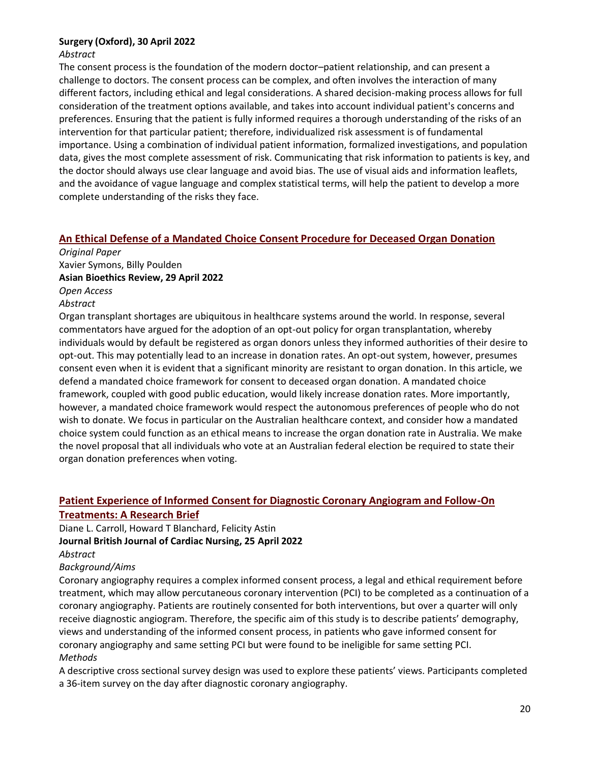**Surgery (Oxford), 30 April 2022**

*Abstract*

The consent process is the foundation of the modern doctor–patient relationship, and can present a challenge to doctors. The consent process can be complex, and often involves the interaction of many different factors, including ethical and legal considerations. A shared decision-making process allows for full consideration of the treatment options available, and takes into account individual patient's concerns and preferences. Ensuring that the patient is fully informed requires a thorough understanding of the risks of an intervention for that particular patient; therefore, individualized risk assessment is of fundamental importance. Using a combination of individual patient information, formalized investigations, and population data, gives the most complete assessment of risk. Communicating that risk information to patients is key, and the doctor should always use clear language and avoid bias. The use of visual aids and information leaflets, and the avoidance of vague language and complex statistical terms, will help the patient to develop a more complete understanding of the risks they face.

### An Ethical Defense of a Mandated Choice Consent Procedure for Deceased Organ Donation

*Original Paper*

Xavier Symons, Billy Poulden

**Asian Bioethics Review, 29 April 2022**

*Open Access*

*Abstract*

Organ transplant shortages are ubiquitous in healthcare systems around the world. In response, several commentators have argued for the adoption of an opt-out policy for organ transplantation, whereby individuals would by default be registered as organ donors unless they informed authorities of their desire to opt-out. This may potentially lead to an increase in donation rates. An opt-out system, however, presumes consent even when it is evident that a significant minority are resistant to organ donation. In this article, we defend a mandated choice framework for consent to deceased organ donation. A mandated choice framework, coupled with good public education, would likely increase donation rates. More importantly, however, a mandated choice framework would respect the autonomous preferences of people who do not wish to donate. We focus in particular on the Australian healthcare context, and consider how a mandated choice system could function as an ethical means to increase the organ donation rate in Australia. We make the novel proposal that all individuals who vote at an Australian federal election be required to state their organ donation preferences when voting.

### Patient Experience of Informed Consent for Diagnostic Coronary Angiogram and Follow-On Treatments: A Research Brief

Diane L. Carroll, Howard T Blanchard, Felicity Astin

**Journal British Journal of Cardiac Nursing, 25 April 2022**

*Abstract*

*Background/Aims*

Coronary angiography requires a complex informed consent process, a legal and ethical requirement before treatment, which may allow percutaneous coronary intervention (PCI) to be completed as a continuation of a coronary angiography. Patients are routinely consented for both interventions, but over a quarter will only receive diagnostic angiogram. Therefore, the specific aim of this study is to describe patients' demography, views and understanding of the informed consent process, in patients who gave informed consent for coronary angiography and same setting PCI but were found to be ineligible for same setting PCI.

*Methods*

A descriptive cross sectional survey design was used to explore these patients' views. Participants completed a 36-item survey on the day after diagnostic coronary angiography.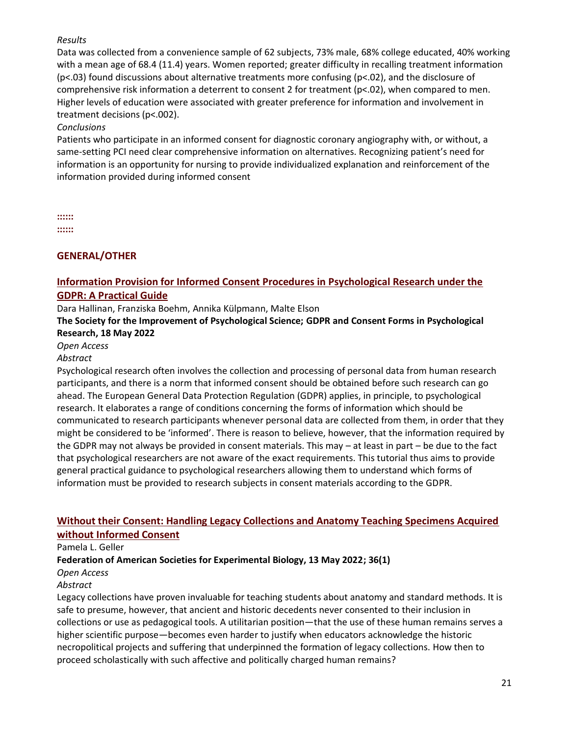*Results*

Data was collected from a convenience sample of 62 subjects, 73% male, 68% college educated, 40% working with a mean age of 68.4 (11.4) years. Women reported; greater difficulty in recalling treatment information ($p<.03$) found discussions about alternative treatments more confusing ($p<.02$), and the disclosure of comprehensive risk information a deterrent to consent 2 for treatment ($p<.02$), when compared to men. Higher levels of education were associated with greater preference for information and involvement in treatment decisions ($p<.002$).

*Conclusions*

Patients who participate in an informed consent for diagnostic coronary angiography with, or without, a same-setting PCI need clear comprehensive information on alternatives. Recognizing patient's need for information is an opportunity for nursing to provide individualized explanation and reinforcement of the information provided during informed consent

**::::::**
**::::::**

## GENERAL/OTHER

### Information Provision for Informed Consent Procedures in Psychological Research under the GDPR: A Practical Guide

Dara Hallinan, Franziska Boehm, Annika Külpmann, Malte Elson

**The Society for the Improvement of Psychological Science; GDPR and Consent Forms in Psychological Research, 18 May 2022**

*Open Access*

*Abstract*

Psychological research often involves the collection and processing of personal data from human research participants, and there is a norm that informed consent should be obtained before such research can go ahead. The European General Data Protection Regulation (GDPR) applies, in principle, to psychological research. It elaborates a range of conditions concerning the forms of information which should be communicated to research participants whenever personal data are collected from them, in order that they might be considered to be 'informed'. There is reason to believe, however, that the information required by the GDPR may not always be provided in consent materials. This may – at least in part – be due to the fact that psychological researchers are not aware of the exact requirements. This tutorial thus aims to provide general practical guidance to psychological researchers allowing them to understand which forms of information must be provided to research subjects in consent materials according to the GDPR.

### Without their Consent: Handling Legacy Collections and Anatomy Teaching Specimens Acquired without Informed Consent

Pamela L. Geller

**Federation of American Societies for Experimental Biology, 13 May 2022; 36(1)**

*Open Access*

*Abstract*

Legacy collections have proven invaluable for teaching students about anatomy and standard methods. It is safe to presume, however, that ancient and historic decedents never consented to their inclusion in collections or use as pedagogical tools. A utilitarian position—that the use of these human remains serves a higher scientific purpose—becomes even harder to justify when educators acknowledge the historic necropolitical projects and suffering that underpinned the formation of legacy collections. How then to proceed scholastically with such affective and politically charged human remains?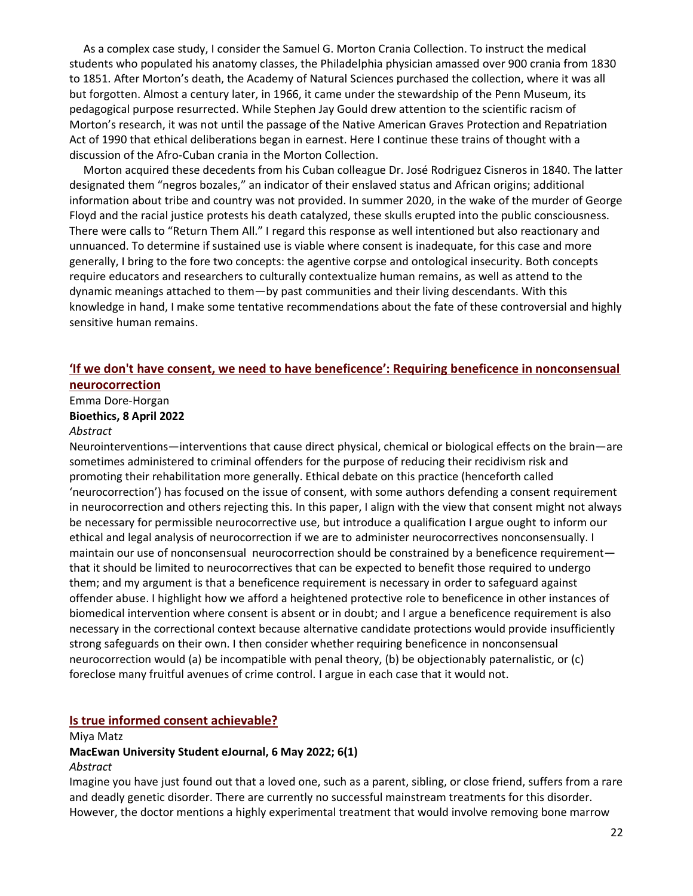As a complex case study, I consider the Samuel G. Morton Crania Collection. To instruct the medical students who populated his anatomy classes, the Philadelphia physician amassed over 900 crania from 1830 to 1851. After Morton's death, the Academy of Natural Sciences purchased the collection, where it was all but forgotten. Almost a century later, in 1966, it came under the stewardship of the Penn Museum, its pedagogical purpose resurrected. While Stephen Jay Gould drew attention to the scientific racism of Morton's research, it was not until the passage of the Native American Graves Protection and Repatriation Act of 1990 that ethical deliberations began in earnest. Here I continue these trains of thought with a discussion of the Afro-Cuban crania in the Morton Collection.

Morton acquired these decedents from his Cuban colleague Dr. José Rodriguez Cisneros in 1840. The latter designated them "negros bozales," an indicator of their enslaved status and African origins; additional information about tribe and country was not provided. In summer 2020, in the wake of the murder of George Floyd and the racial justice protests his death catalyzed, these skulls erupted into the public consciousness. There were calls to "Return Them All." I regard this response as well intentioned but also reactionary and unnuanced. To determine if sustained use is viable where consent is inadequate, for this case and more generally, I bring to the fore two concepts: the agentive corpse and ontological insecurity. Both concepts require educators and researchers to culturally contextualize human remains, as well as attend to the dynamic meanings attached to them—by past communities and their living descendants. With this knowledge in hand, I make some tentative recommendations about the fate of these controversial and highly sensitive human remains.

## 'If we don't have consent, we need to have beneficence': Requiring beneficence in nonconsensual neurocorrection

Emma Dore-Horgan

**Bioethics, 8 April 2022**

*Abstract*

Neurointerventions—interventions that cause direct physical, chemical or biological effects on the brain—are sometimes administered to criminal offenders for the purpose of reducing their recidivism risk and promoting their rehabilitation more generally. Ethical debate on this practice (henceforth called 'neurocorrection') has focused on the issue of consent, with some authors defending a consent requirement in neurocorrection and others rejecting this. In this paper, I align with the view that consent might not always be necessary for permissible neurocorrective use, but introduce a qualification I argue ought to inform our ethical and legal analysis of neurocorrection if we are to administer neurocorrectives nonconsensually. I maintain our use of nonconsensual neurocorrection should be constrained by a beneficence requirement—that it should be limited to neurocorrectives that can be expected to benefit those required to undergo them; and my argument is that a beneficence requirement is necessary in order to safeguard against offender abuse. I highlight how we afford a heightened protective role to beneficence in other instances of biomedical intervention where consent is absent or in doubt; and I argue a beneficence requirement is also necessary in the correctional context because alternative candidate protections would provide insufficiently strong safeguards on their own. I then consider whether requiring beneficence in nonconsensual neurocorrection would (a) be incompatible with penal theory, (b) be objectionably paternalistic, or (c) foreclose many fruitful avenues of crime control. I argue in each case that it would not.

## Is true informed consent achievable?

Miya Matz

**MacEwan University Student eJournal, 6 May 2022; 6(1)**

*Abstract*

Imagine you have just found out that a loved one, such as a parent, sibling, or close friend, suffers from a rare and deadly genetic disorder. There are currently no successful mainstream treatments for this disorder. However, the doctor mentions a highly experimental treatment that would involve removing bone marrow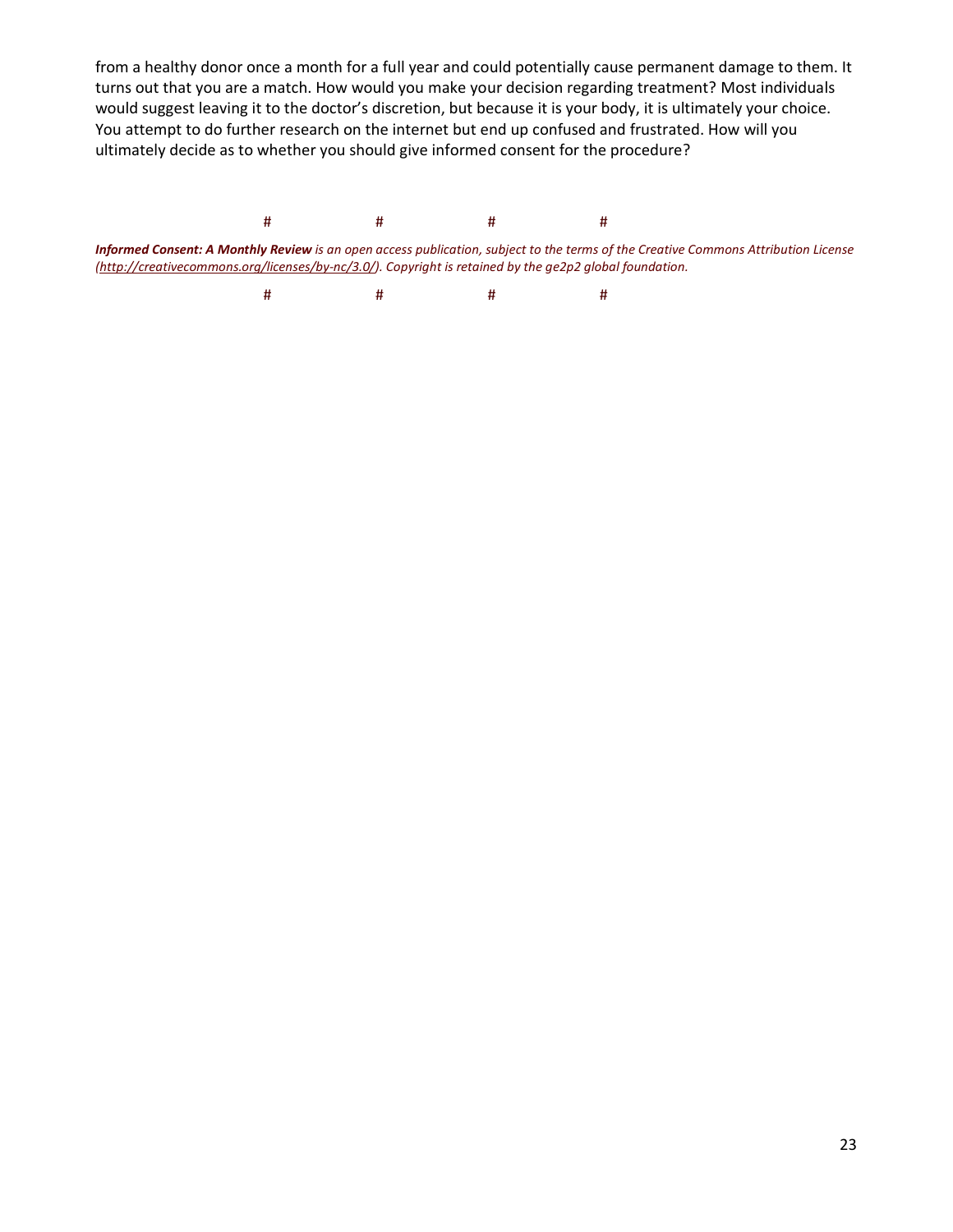from a healthy donor once a month for a full year and could potentially cause permanent damage to them. It turns out that you are a match. How would you make your decision regarding treatment? Most individuals would suggest leaving it to the doctor's discretion, but because it is your body, it is ultimately your choice. You attempt to do further research on the internet but end up confused and frustrated. How will you ultimately decide as to whether you should give informed consent for the procedure?

# # # #

***Informed Consent: A Monthly Review*** *is an open access publication, subject to the terms of the Creative Commons Attribution License ([http://creativecommons.org/licenses/by-nc/3.0/](http://creativecommons.org/licenses/by-nc/3.0/)). Copyright is retained by the ge2p2 global foundation.*

# # # #